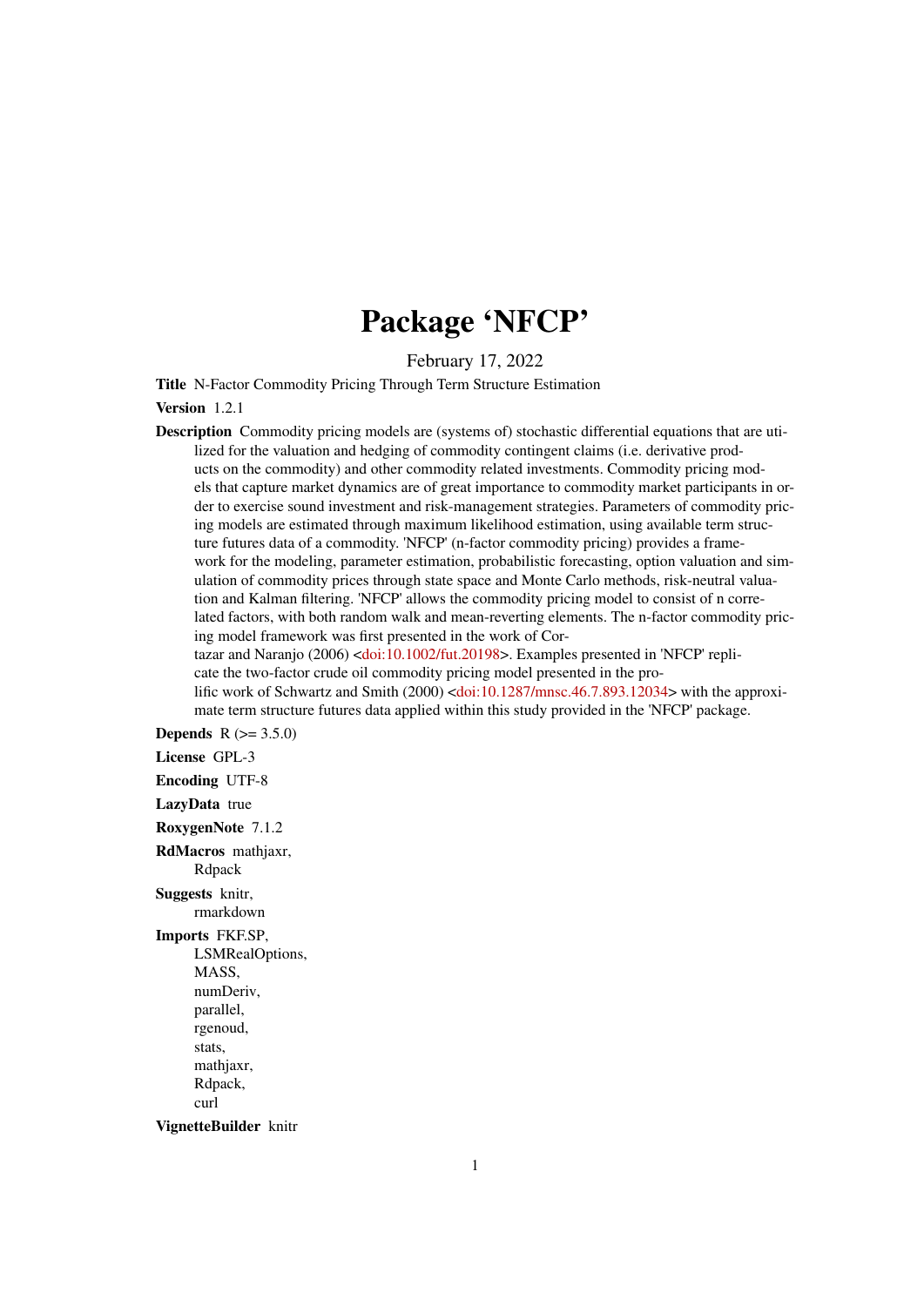# Package 'NFCP'

February 17, 2022

**Title** N-Factor Commodity Pricing Through Term Structure Estimation

**Version** 1.2.1

**Description** Commodity pricing models are (systems of) stochastic differential equations that are utilized for the valuation and hedging of commodity contingent claims (i.e. derivative products on the commodity) and other commodity related investments. Commodity pricing models that capture market dynamics are of great importance to commodity market participants in order to exercise sound investment and risk-management strategies. Parameters of commodity pricing models are estimated through maximum likelihood estimation, using available term structure futures data of a commodity. 'NFCP' (n-factor commodity pricing) provides a framework for the modeling, parameter estimation, probabilistic forecasting, option valuation and simulation of commodity prices through state space and Monte Carlo methods, risk-neutral valuation and Kalman filtering. 'NFCP' allows the commodity pricing model to consist of n correlated factors, with both random walk and mean-reverting elements. The n-factor commodity pricing model framework was first presented in the work of Cortazar and Naranjo (2006) <doi:10.1002/fut.20198>. Examples presented in 'NFCP' replicate the two-factor crude oil commodity pricing model presented in the prolific work of Schwartz and Smith (2000) <doi:10.1287/mnsc.46.7.893.12034> with the approximate term structure futures data applied within this study provided in the 'NFCP' package.

**Depends** R (>= 3.5.0)

**License** GPL-3

**Encoding** UTF-8

**LazyData** true

**RoxygenNote** 7.1.2

**RdMacros** mathjaxr,
Rdpack

**Suggests** knitr,
rmarkdown

**Imports** FKF.SP,
LSMRealOptions,
MASS,
numDeriv,
parallel,
rgenoud,
stats,
mathjaxr,
Rdpack,
curl

**VignetteBuilder** knitr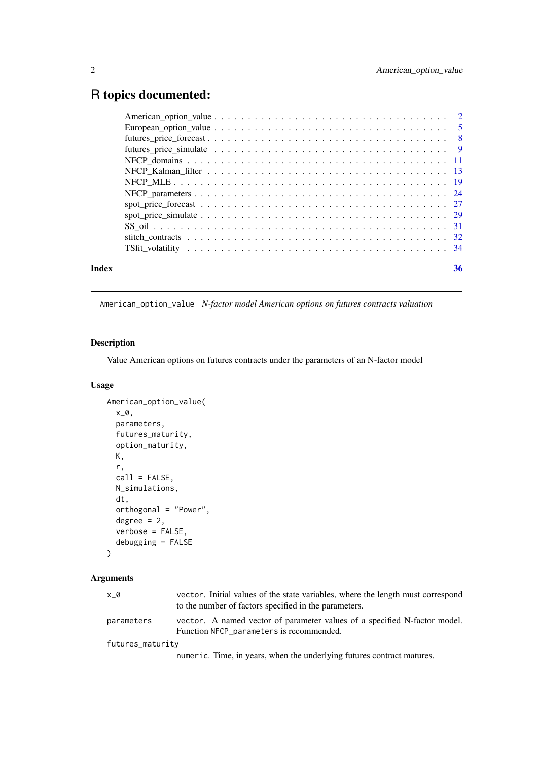# R topics documented:

American_option_value . . . . . . . . . . . . . . . . . . . . . . . . . . . . . . . . . . 2
European_option_value . . . . . . . . . . . . . . . . . . . . . . . . . . . . . . . . . . 5
futures_price_forecast . . . . . . . . . . . . . . . . . . . . . . . . . . . . . . . . . . 8
futures_price_simulate . . . . . . . . . . . . . . . . . . . . . . . . . . . . . . . . . . 9
NFCP_domains . . . . . . . . . . . . . . . . . . . . . . . . . . . . . . . . . . . . . . . 11
NFCP_Kalman_filter . . . . . . . . . . . . . . . . . . . . . . . . . . . . . . . . . . . 13
NFCP_MLE . . . . . . . . . . . . . . . . . . . . . . . . . . . . . . . . . . . . . . . . 19
NFCP_parameters . . . . . . . . . . . . . . . . . . . . . . . . . . . . . . . . . . . . . 24
spot_price_forecast . . . . . . . . . . . . . . . . . . . . . . . . . . . . . . . . . . . 27
spot_price_simulate . . . . . . . . . . . . . . . . . . . . . . . . . . . . . . . . . . . 29
SS_oil . . . . . . . . . . . . . . . . . . . . . . . . . . . . . . . . . . . . . . . . . . 31
stitch_contracts . . . . . . . . . . . . . . . . . . . . . . . . . . . . . . . . . . . . . 32
TSfit_volatility . . . . . . . . . . . . . . . . . . . . . . . . . . . . . . . . . . . . . 34

**Index** **36**

---

`American_option_value` *N-factor model American options on futures contracts valuation*

---

## Description

Value American options on futures contracts under the parameters of an N-factor model

## Usage

```
American_option_value(
  x_0,
  parameters,
  futures_maturity,
  option_maturity,
  K,
  r,
  call = FALSE,
  N_simulations,
  dt,
  orthogonal = "Power",
  degree = 2,
  verbose = FALSE,
  debugging = FALSE
)
```

## Arguments

`x_0` vector. Initial values of the state variables, where the length must correspond to the number of factors specified in the parameters.

`parameters` vector. A named vector of parameter values of a specified N-factor model. Function `NFCP_parameters` is recommended.

`futures_maturity`
numeric. Time, in years, when the underlying futures contract matures.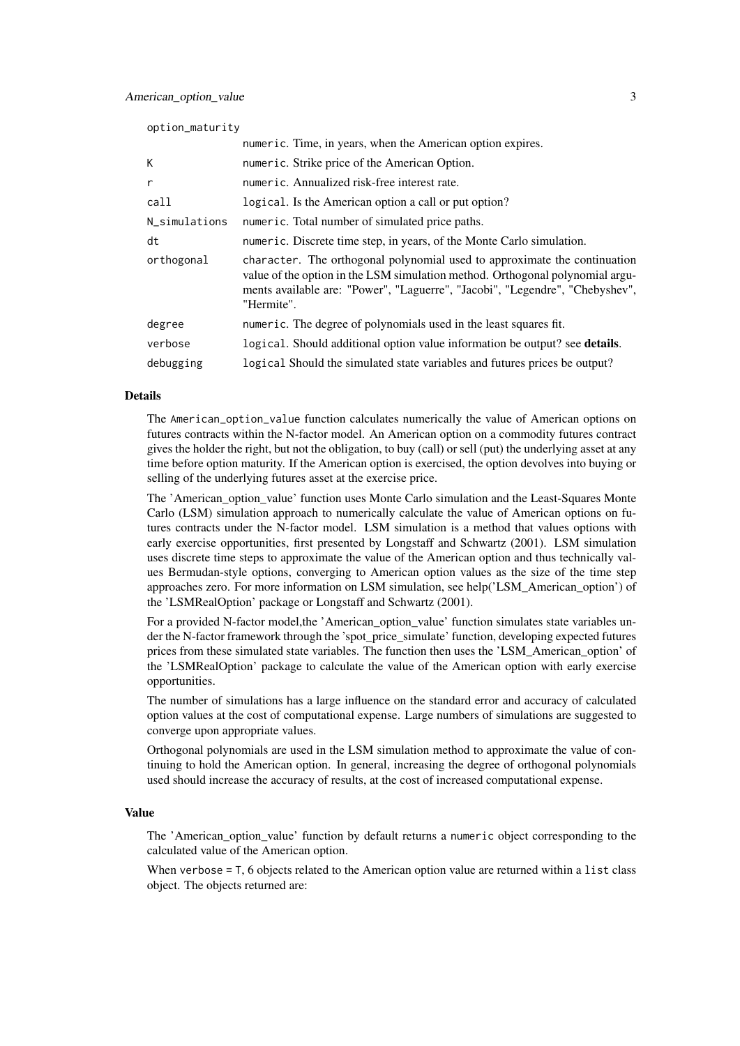| | |
|---|---|
| option_maturity | numeric. Time, in years, when the American option expires. |
| K | numeric. Strike price of the American Option. |
| r | numeric. Annualized risk-free interest rate. |
| call | logical. Is the American option a call or put option? |
| N_simulations | numeric. Total number of simulated price paths. |
| dt | numeric. Discrete time step, in years, of the Monte Carlo simulation. |
| orthogonal | character. The orthogonal polynomial used to approximate the continuation value of the option in the LSM simulation method. Orthogonal polynomial arguments available are: "Power", "Laguerre", "Jacobi", "Legendre", "Chebyshev", "Hermite". |
| degree | numeric. The degree of polynomials used in the least squares fit. |
| verbose | logical. Should additional option value information be output? see **details**. |
| debugging | logical Should the simulated state variables and futures prices be output? |

### Details

The American_option_value function calculates numerically the value of American options on futures contracts within the N-factor model. An American option on a commodity futures contract gives the holder the right, but not the obligation, to buy (call) or sell (put) the underlying asset at any time before option maturity. If the American option is exercised, the option devolves into buying or selling of the underlying futures asset at the exercise price.

The 'American_option_value' function uses Monte Carlo simulation and the Least-Squares Monte Carlo (LSM) simulation approach to numerically calculate the value of American options on futures contracts under the N-factor model. LSM simulation is a method that values options with early exercise opportunities, first presented by Longstaff and Schwartz (2001). LSM simulation uses discrete time steps to approximate the value of the American option and thus technically values Bermudan-style options, converging to American option values as the size of the time step approaches zero. For more information on LSM simulation, see help('LSM_American_option') of the 'LSMRealOption' package or Longstaff and Schwartz (2001).

For a provided N-factor model,the 'American_option_value' function simulates state variables under the N-factor framework through the 'spot_price_simulate' function, developing expected futures prices from these simulated state variables. The function then uses the 'LSM_American_option' of the 'LSMRealOption' package to calculate the value of the American option with early exercise opportunities.

The number of simulations has a large influence on the standard error and accuracy of calculated option values at the cost of computational expense. Large numbers of simulations are suggested to converge upon appropriate values.

Orthogonal polynomials are used in the LSM simulation method to approximate the value of continuing to hold the American option. In general, increasing the degree of orthogonal polynomials used should increase the accuracy of results, at the cost of increased computational expense.

### Value

The 'American_option_value' function by default returns a numeric object corresponding to the calculated value of the American option.

When verbose = T, 6 objects related to the American option value are returned within a list class object. The objects returned are: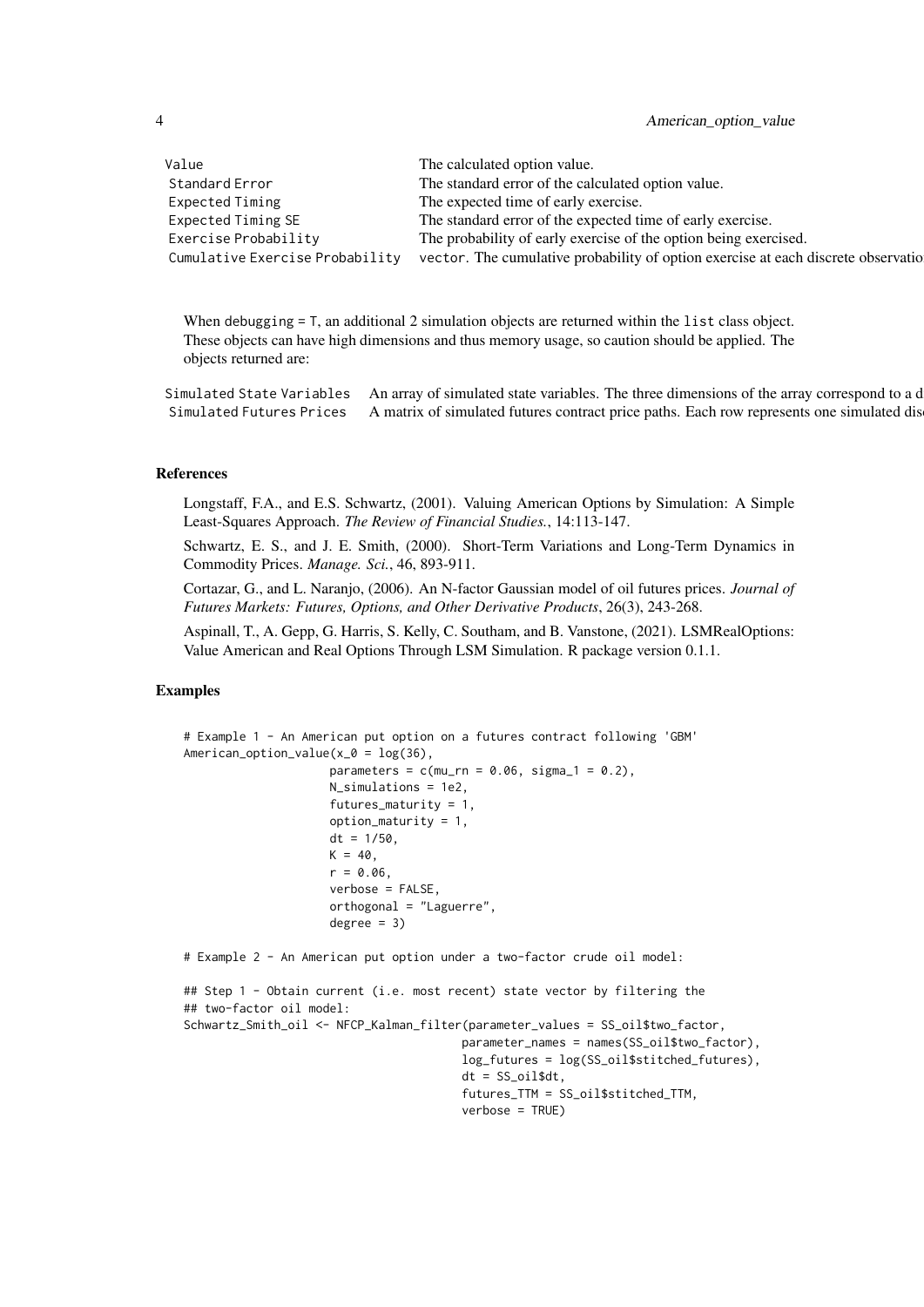| | |
|---|---|
| Value | The calculated option value. |
| Standard Error | The standard error of the calculated option value. |
| Expected Timing | The expected time of early exercise. |
| Expected Timing SE | The standard error of the expected time of early exercise. |
| Exercise Probability | The probability of early exercise of the option being exercised. |
| Cumulative Exercise Probability | vector. The cumulative probability of option exercise at each discrete observatio |

When debugging = T, an additional 2 simulation objects are returned within the list class object. These objects can have high dimensions and thus memory usage, so caution should be applied. The objects returned are:

| | |
|---|---|
| Simulated State Variables | An array of simulated state variables. The three dimensions of the array correspond to a d |
| Simulated Futures Prices | A matrix of simulated futures contract price paths. Each row represents one simulated dis |

## References

Longstaff, F.A., and E.S. Schwartz, (2001). Valuing American Options by Simulation: A Simple Least-Squares Approach. *The Review of Financial Studies.*, 14:113-147.

Schwartz, E. S., and J. E. Smith, (2000). Short-Term Variations and Long-Term Dynamics in Commodity Prices. *Manage. Sci.*, 46, 893-911.

Cortazar, G., and L. Naranjo, (2006). An N-factor Gaussian model of oil futures prices. *Journal of Futures Markets: Futures, Options, and Other Derivative Products*, 26(3), 243-268.

Aspinall, T., A. Gepp, G. Harris, S. Kelly, C. Southam, and B. Vanstone, (2021). LSMRealOptions: Value American and Real Options Through LSM Simulation. R package version 0.1.1.

## Examples

```
# Example 1 - An American put option on a futures contract following 'GBM'
American_option_value(x_0 = log(36),
                      parameters = c(mu_rn = 0.06, sigma_1 = 0.2),
                      N_simulations = 1e2,
                      futures_maturity = 1,
                      option_maturity = 1,
                      dt = 1/50,
                      K = 40,
                      r = 0.06,
                      verbose = FALSE,
                      orthogonal = "Laguerre",
                      degree = 3)

# Example 2 - An American put option under a two-factor crude oil model:

## Step 1 - Obtain current (i.e. most recent) state vector by filtering the
## two-factor oil model:
Schwartz_Smith_oil <- NFCP_Kalman_filter(parameter_values = SS_oil$two_factor,
                                         parameter_names = names(SS_oil$two_factor),
                                         log_futures = log(SS_oil$stitched_futures),
                                         dt = SS_oil$dt,
                                         futures_TTM = SS_oil$stitched_TTM,
                                         verbose = TRUE)
```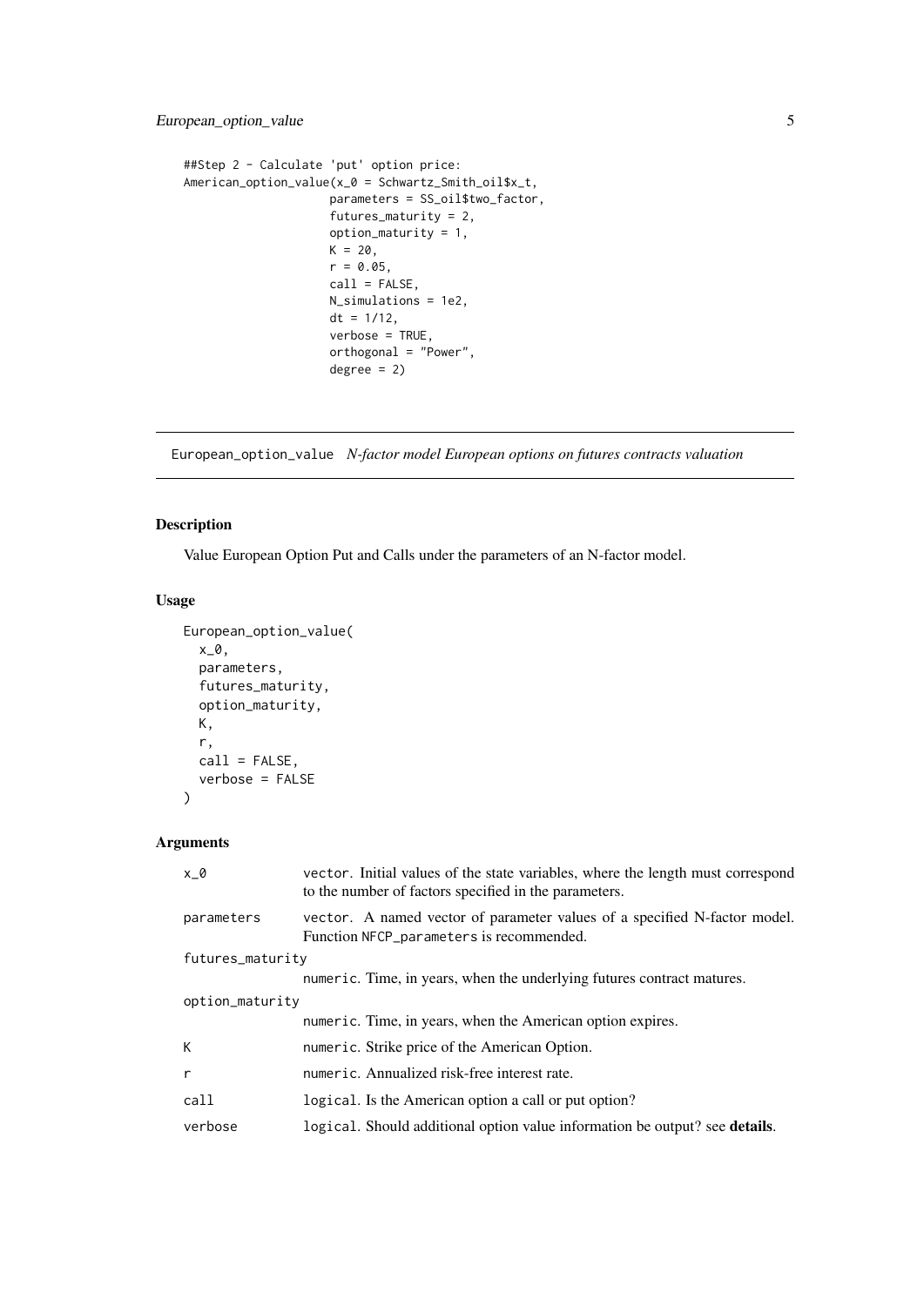```
##Step 2 - Calculate 'put' option price:
American_option_value(x_0 = Schwartz_Smith_oil$x_t,
                      parameters = SS_oil$two_factor,
                      futures_maturity = 2,
                      option_maturity = 1,
                      K = 20,
                      r = 0.05,
                      call = FALSE,
                      N_simulations = 1e2,
                      dt = 1/12,
                      verbose = TRUE,
                      orthogonal = "Power",
                      degree = 2)
```

---

## European_option_value *N-factor model European options on futures contracts valuation*

---

### Description

Value European Option Put and Calls under the parameters of an N-factor model.

### Usage

```
European_option_value(
  x_0,
  parameters,
  futures_maturity,
  option_maturity,
  K,
  r,
  call = FALSE,
  verbose = FALSE
)
```

### Arguments

| | |
|---|---|
| x_0 | vector. Initial values of the state variables, where the length must correspond to the number of factors specified in the parameters. |
| parameters | vector. A named vector of parameter values of a specified N-factor model. Function NFCP_parameters is recommended. |
| futures_maturity | numeric. Time, in years, when the underlying futures contract matures. |
| option_maturity | numeric. Time, in years, when the American option expires. |
| K | numeric. Strike price of the American Option. |
| r | numeric. Annualized risk-free interest rate. |
| call | logical. Is the American option a call or put option? |
| verbose | logical. Should additional option value information be output? see **details**. |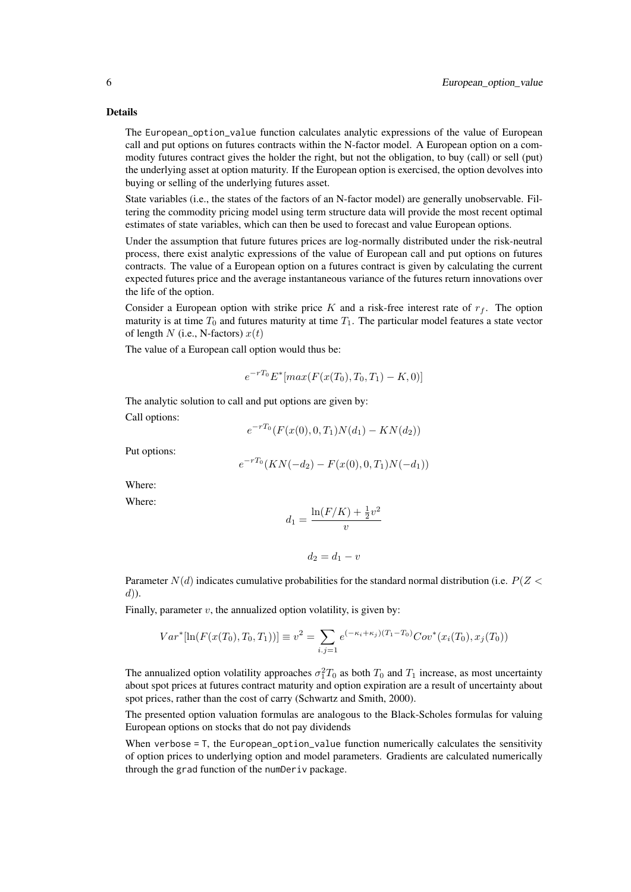### Details

The European_option_value function calculates analytic expressions of the value of European call and put options on futures contracts within the N-factor model. A European option on a commodity futures contract gives the holder the right, but not the obligation, to buy (call) or sell (put) the underlying asset at option maturity. If the European option is exercised, the option devolves into buying or selling of the underlying futures asset.

State variables (i.e., the states of the factors of an N-factor model) are generally unobservable. Filtering the commodity pricing model using term structure data will provide the most recent optimal estimates of state variables, which can then be used to forecast and value European options.

Under the assumption that future futures prices are log-normally distributed under the risk-neutral process, there exist analytic expressions of the value of European call and put options on futures contracts. The value of a European option on a futures contract is given by calculating the current expected futures price and the average instantaneous variance of the futures return innovations over the life of the option.

Consider a European option with strike price $K$ and a risk-free interest rate of $r_f$. The option maturity is at time $T_0$ and futures maturity at time $T_1$. The particular model features a state vector of length $N$ (i.e., N-factors) $x(t)$

The value of a European call option would thus be:

$$e^{-rT_0}E^*[max(F(x(T_0), T_0, T_1) - K, 0)]$$

The analytic solution to call and put options are given by:

Call options:

$$e^{-rT_0}(F(x(0), 0, T_1)N(d_1) - KN(d_2))$$

Put options:

$$e^{-rT_0}(KN(-d_2) - F(x(0), 0, T_1)N(-d_1))$$

Where:

Where:

$$d_1 = \frac{\ln(F/K) + \frac{1}{2}v^2}{v}$$

$$d_2 = d_1 - v$$

Parameter $N(d)$ indicates cumulative probabilities for the standard normal distribution (i.e. $P(Z < d)$).

Finally, parameter $v$, the annualized option volatility, is given by:

$$Var^*[\ln(F(x(T_0), T_0, T_1))] \equiv v^2 = \sum_{i.j=1} e^{(-\kappa_i + \kappa_j)(T_1 - T_0)} Cov^*(x_i(T_0), x_j(T_0))$$

The annualized option volatility approaches $\sigma_1^2 T_0$ as both $T_0$ and $T_1$ increase, as most uncertainty about spot prices at futures contract maturity and option expiration are a result of uncertainty about spot prices, rather than the cost of carry (Schwartz and Smith, 2000).

The presented option valuation formulas are analogous to the Black-Scholes formulas for valuing European options on stocks that do not pay dividends

When verbose = T, the European_option_value function numerically calculates the sensitivity of option prices to underlying option and model parameters. Gradients are calculated numerically through the grad function of the numDeriv package.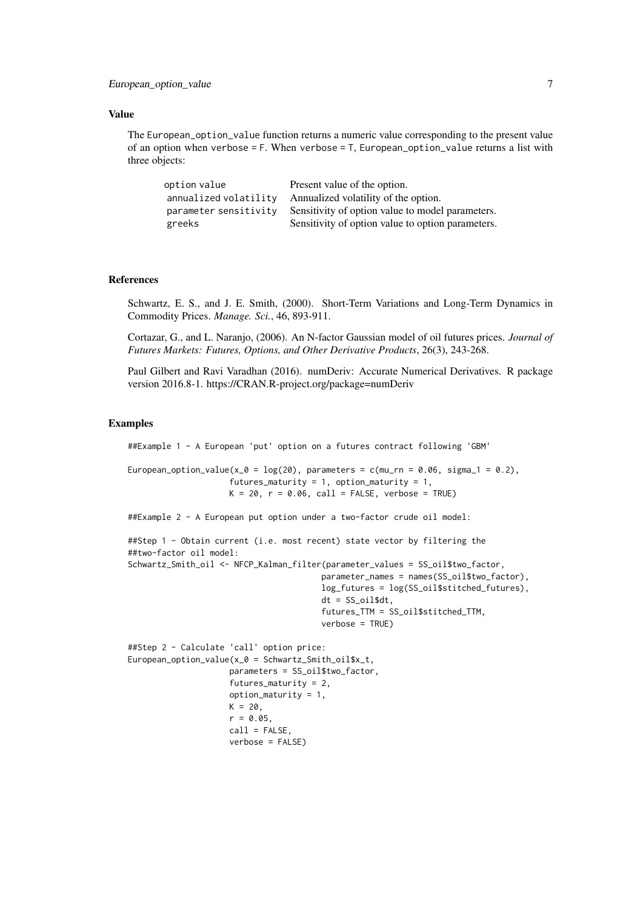## Value

The `European_option_value` function returns a numeric value corresponding to the present value of an option when `verbose = F`. When `verbose = T`, `European_option_value` returns a list with three objects:

| | |
|---|---|
| `option value` | Present value of the option. |
| `annualized volatility` | Annualized volatility of the option. |
| `parameter sensitivity` | Sensitivity of option value to model parameters. |
| `greeks` | Sensitivity of option value to option parameters. |

## References

Schwartz, E. S., and J. E. Smith, (2000). Short-Term Variations and Long-Term Dynamics in Commodity Prices. *Manage. Sci.*, 46, 893-911.

Cortazar, G., and L. Naranjo, (2006). An N-factor Gaussian model of oil futures prices. *Journal of Futures Markets: Futures, Options, and Other Derivative Products*, 26(3), 243-268.

Paul Gilbert and Ravi Varadhan (2016). numDeriv: Accurate Numerical Derivatives. R package version 2016.8-1. https://CRAN.R-project.org/package=numDeriv

## Examples

```
##Example 1 - A European 'put' option on a futures contract following 'GBM'

European_option_value(x_0 = log(20), parameters = c(mu_rn = 0.06, sigma_1 = 0.2),
                     futures_maturity = 1, option_maturity = 1,
                     K = 20, r = 0.06, call = FALSE, verbose = TRUE)

##Example 2 - A European put option under a two-factor crude oil model:

##Step 1 - Obtain current (i.e. most recent) state vector by filtering the
##two-factor oil model:
Schwartz_Smith_oil <- NFCP_Kalman_filter(parameter_values = SS_oil$two_factor,
                                        parameter_names = names(SS_oil$two_factor),
                                        log_futures = log(SS_oil$stitched_futures),
                                        dt = SS_oil$dt,
                                        futures_TTM = SS_oil$stitched_TTM,
                                        verbose = TRUE)

##Step 2 - Calculate 'call' option price:
European_option_value(x_0 = Schwartz_Smith_oil$x_t,
                     parameters = SS_oil$two_factor,
                     futures_maturity = 2,
                     option_maturity = 1,
                     K = 20,
                     r = 0.05,
                     call = FALSE,
                     verbose = FALSE)
```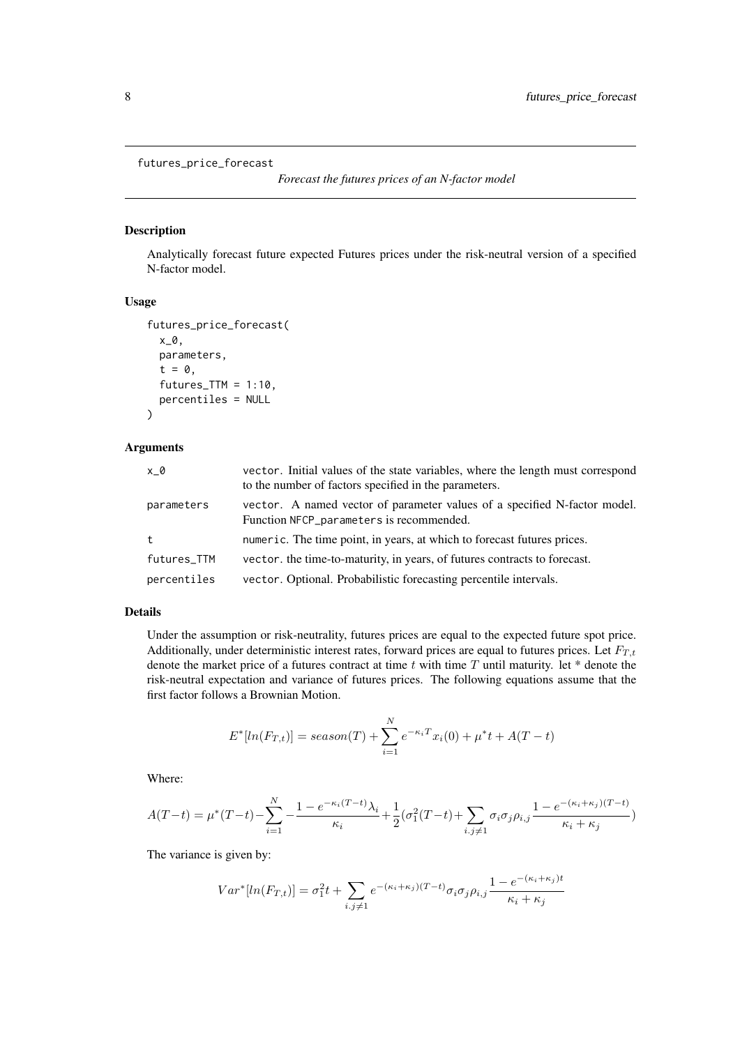futures_price_forecast *Forecast the futures prices of an N-factor model*

## Description

Analytically forecast future expected Futures prices under the risk-neutral version of a specified N-factor model.

## Usage

```
futures_price_forecast(
  x_0,
  parameters,
  t = 0,
  futures_TTM = 1:10,
  percentiles = NULL
)
```

## Arguments

| | |
|---|---|
| x_0 | vector. Initial values of the state variables, where the length must correspond to the number of factors specified in the parameters. |
| parameters | vector. A named vector of parameter values of a specified N-factor model. Function NFCP_parameters is recommended. |
| t | numeric. The time point, in years, at which to forecast futures prices. |
| futures_TTM | vector. the time-to-maturity, in years, of futures contracts to forecast. |
| percentiles | vector. Optional. Probabilistic forecasting percentile intervals. |

## Details

Under the assumption or risk-neutrality, futures prices are equal to the expected future spot price. Additionally, under deterministic interest rates, forward prices are equal to futures prices. Let $F_{T,t}$ denote the market price of a futures contract at time $t$ with time $T$ until maturity. let * denote the risk-neutral expectation and variance of futures prices. The following equations assume that the first factor follows a Brownian Motion.

$$E^*[ln(F_{T,t})] = season(T) + \sum_{i=1}^{N} e^{-\kappa_i T} x_i(0) + \mu^* t + A(T-t)$$

Where:

$$A(T-t) = \mu^*(T-t) - \sum_{i=1}^{N} -\frac{1 - e^{-\kappa_i (T-t)} \lambda_i}{\kappa_i} + \frac{1}{2}(\sigma_1^2 (T-t) + \sum_{i.j \neq 1} \sigma_i \sigma_j \rho_{i,j} \frac{1 - e^{-(\kappa_i + \kappa_j)(T-t)}}{\kappa_i + \kappa_j})$$

The variance is given by:

$$Var^*[ln(F_{T,t})] = \sigma_1^2 t + \sum_{i.j \neq 1} e^{-(\kappa_i + \kappa_j)(T-t)} \sigma_i \sigma_j \rho_{i,j} \frac{1 - e^{-(\kappa_i + \kappa_j)t}}{\kappa_i + \kappa_j}$$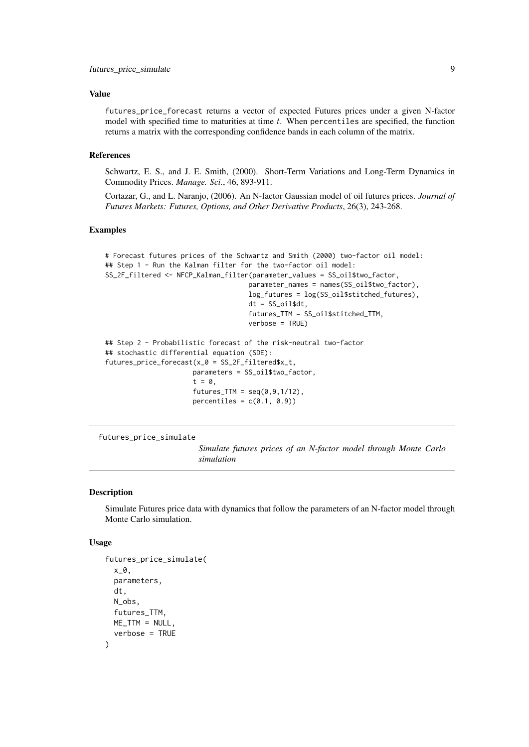## Value

futures_price_forecast returns a vector of expected Futures prices under a given N-factor model with specified time to maturities at time $t$. When percentiles are specified, the function returns a matrix with the corresponding confidence bands in each column of the matrix.

## References

Schwartz, E. S., and J. E. Smith, (2000). Short-Term Variations and Long-Term Dynamics in Commodity Prices. *Manage. Sci.*, 46, 893-911.

Cortazar, G., and L. Naranjo, (2006). An N-factor Gaussian model of oil futures prices. *Journal of Futures Markets: Futures, Options, and Other Derivative Products*, 26(3), 243-268.

## Examples

```
# Forecast futures prices of the Schwartz and Smith (2000) two-factor oil model:
## Step 1 - Run the Kalman filter for the two-factor oil model:
SS_2F_filtered <- NFCP_Kalman_filter(parameter_values = SS_oil$two_factor,
                                    parameter_names = names(SS_oil$two_factor),
                                    log_futures = log(SS_oil$stitched_futures),
                                    dt = SS_oil$dt,
                                    futures_TTM = SS_oil$stitched_TTM,
                                    verbose = TRUE)

## Step 2 - Probabilistic forecast of the risk-neutral two-factor
## stochastic differential equation (SDE):
futures_price_forecast(x_0 = SS_2F_filtered$x_t,
                       parameters = SS_oil$two_factor,
                       t = 0,
                       futures_TTM = seq(0,9,1/12),
                       percentiles = c(0.1, 0.9))
```

---

futures_price_simulate    *Simulate futures prices of an N-factor model through Monte Carlo simulation*

---

## Description

Simulate Futures price data with dynamics that follow the parameters of an N-factor model through Monte Carlo simulation.

## Usage

```
futures_price_simulate(
  x_0,
  parameters,
  dt,
  N_obs,
  futures_TTM,
  ME_TTM = NULL,
  verbose = TRUE
)
```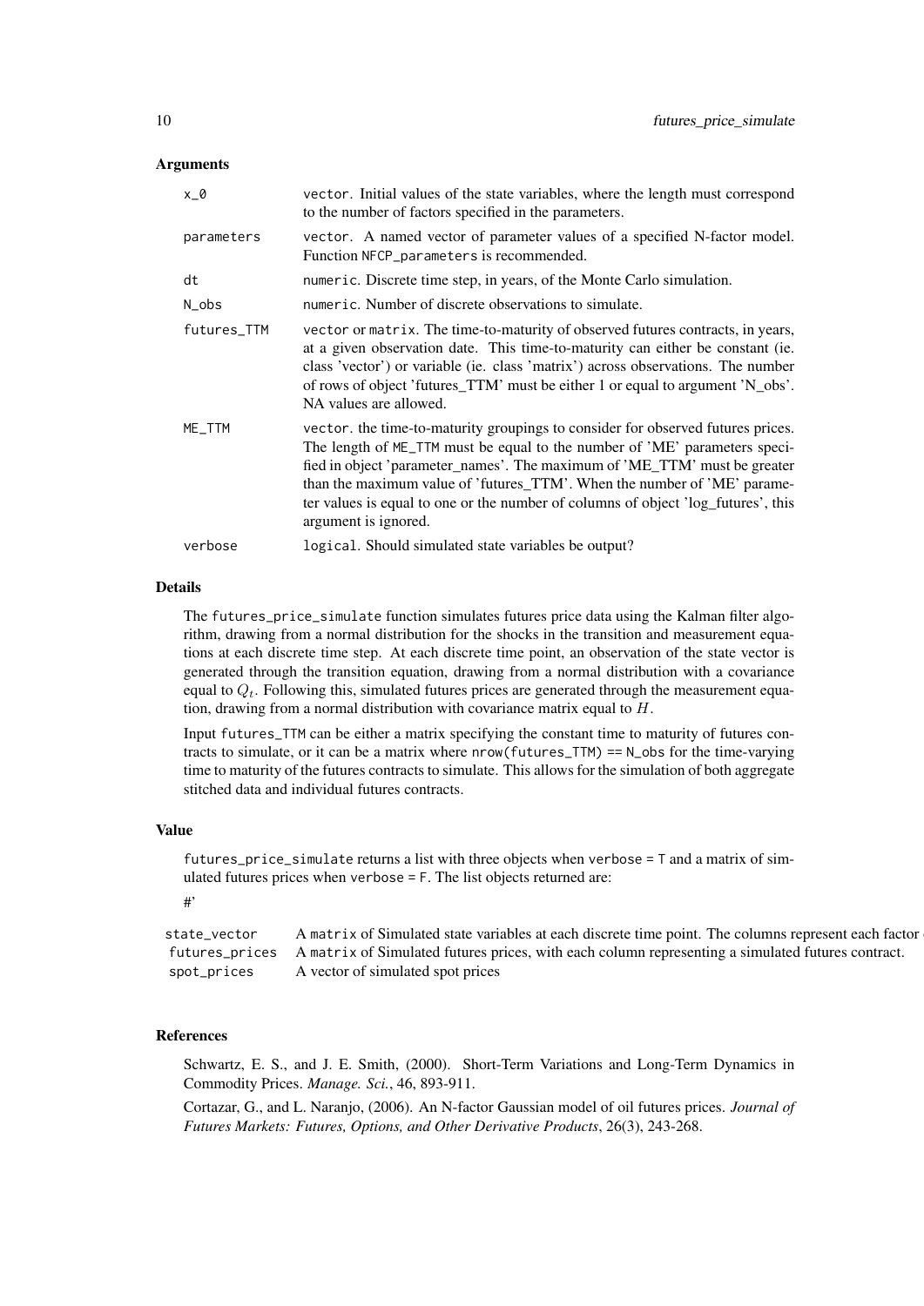## Arguments

| | |
|---|---|
| x_0 | vector. Initial values of the state variables, where the length must correspond to the number of factors specified in the parameters. |
| parameters | vector. A named vector of parameter values of a specified N-factor model. Function NFCP_parameters is recommended. |
| dt | numeric. Discrete time step, in years, of the Monte Carlo simulation. |
| N_obs | numeric. Number of discrete observations to simulate. |
| futures_TTM | vector or matrix. The time-to-maturity of observed futures contracts, in years, at a given observation date. This time-to-maturity can either be constant (ie. class 'vector') or variable (ie. class 'matrix') across observations. The number of rows of object 'futures_TTM' must be either 1 or equal to argument 'N_obs'. NA values are allowed. |
| ME_TTM | vector. the time-to-maturity groupings to consider for observed futures prices. The length of ME_TTM must be equal to the number of 'ME' parameters specified in object 'parameter_names'. The maximum of 'ME_TTM' must be greater than the maximum value of 'futures_TTM'. When the number of 'ME' parameter values is equal to one or the number of columns of object 'log_futures', this argument is ignored. |
| verbose | logical. Should simulated state variables be output? |

## Details

The futures_price_simulate function simulates futures price data using the Kalman filter algorithm, drawing from a normal distribution for the shocks in the transition and measurement equations at each discrete time step. At each discrete time point, an observation of the state vector is generated through the transition equation, drawing from a normal distribution with a covariance equal to $Q_t$. Following this, simulated futures prices are generated through the measurement equation, drawing from a normal distribution with covariance matrix equal to $H$.

Input futures_TTM can be either a matrix specifying the constant time to maturity of futures contracts to simulate, or it can be a matrix where nrow(futures_TTM) == N_obs for the time-varying time to maturity of the futures contracts to simulate. This allows for the simulation of both aggregate stitched data and individual futures contracts.

## Value

futures_price_simulate returns a list with three objects when verbose = T and a matrix of simulated futures prices when verbose = F. The list objects returned are:

#'

| | |
|---|---|
| state_vector | A matrix of Simulated state variables at each discrete time point. The columns represent each factor |
| futures_prices | A matrix of Simulated futures prices, with each column representing a simulated futures contract. |
| spot_prices | A vector of simulated spot prices |

## References

Schwartz, E. S., and J. E. Smith, (2000). Short-Term Variations and Long-Term Dynamics in Commodity Prices. *Manage. Sci.*, 46, 893-911.

Cortazar, G., and L. Naranjo, (2006). An N-factor Gaussian model of oil futures prices. *Journal of Futures Markets: Futures, Options, and Other Derivative Products*, 26(3), 243-268.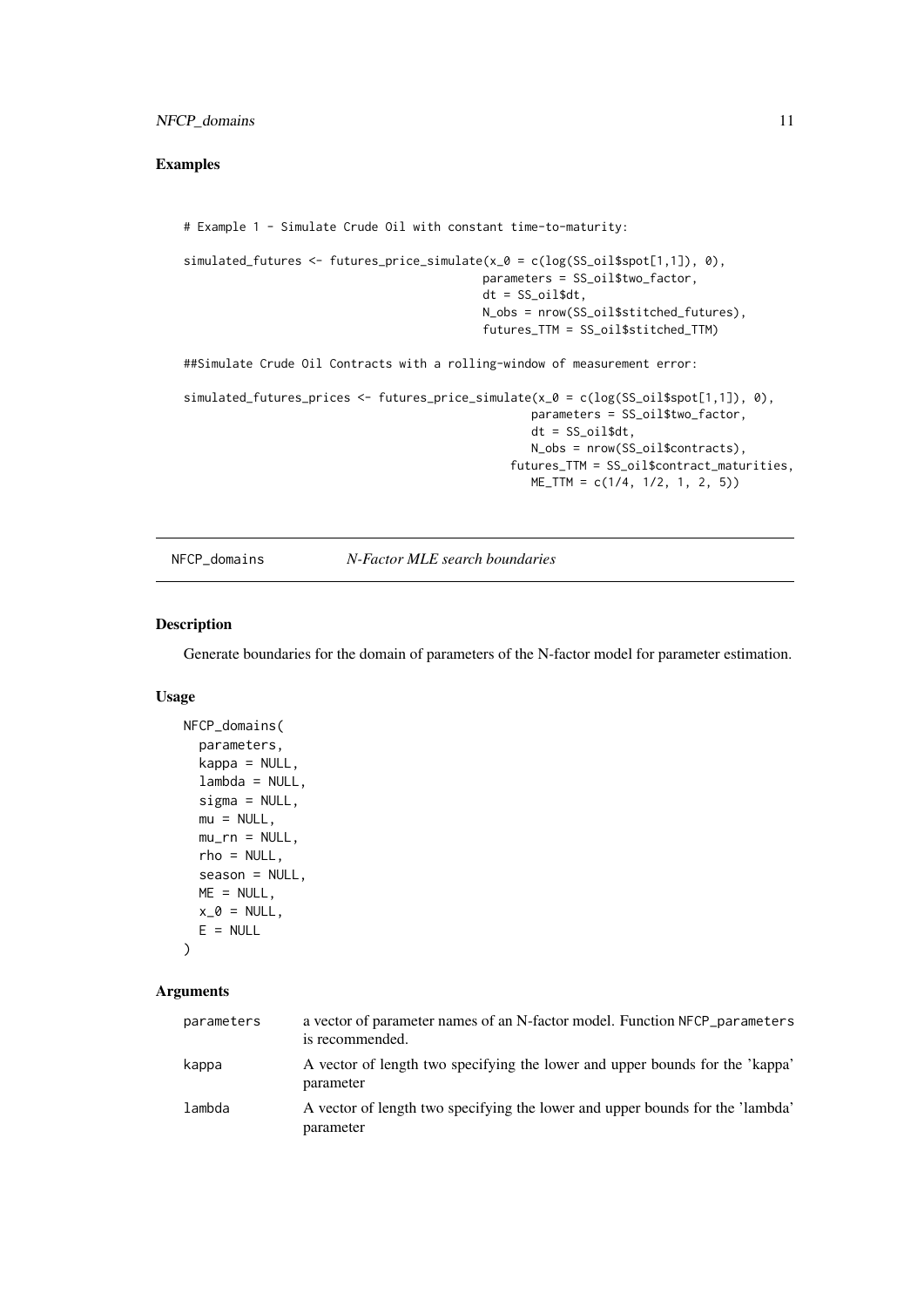## Examples

```
# Example 1 - Simulate Crude Oil with constant time-to-maturity:

simulated_futures <- futures_price_simulate(x_0 = c(log(SS_oil$spot[1,1]), 0),
                                            parameters = SS_oil$two_factor,
                                            dt = SS_oil$dt,
                                            N_obs = nrow(SS_oil$stitched_futures),
                                            futures_TTM = SS_oil$stitched_TTM)

##Simulate Crude Oil Contracts with a rolling-window of measurement error:

simulated_futures_prices <- futures_price_simulate(x_0 = c(log(SS_oil$spot[1,1]), 0),
                                                   parameters = SS_oil$two_factor,
                                                   dt = SS_oil$dt,
                                                   N_obs = nrow(SS_oil$contracts),
                                                futures_TTM = SS_oil$contract_maturities,
                                                   ME_TTM = c(1/4, 1/2, 1, 2, 5))
```

---

# NFCP_domains *N-Factor MLE search boundaries*

## Description

Generate boundaries for the domain of parameters of the N-factor model for parameter estimation.

## Usage

```
NFCP_domains(
  parameters,
  kappa = NULL,
  lambda = NULL,
  sigma = NULL,
  mu = NULL,
  mu_rn = NULL,
  rho = NULL,
  season = NULL,
  ME = NULL,
  x_0 = NULL,
  E = NULL
)
```

## Arguments

| | |
|---|---|
| parameters | a vector of parameter names of an N-factor model. Function `NFCP_parameters` is recommended. |
| kappa | A vector of length two specifying the lower and upper bounds for the 'kappa' parameter |
| lambda | A vector of length two specifying the lower and upper bounds for the 'lambda' parameter |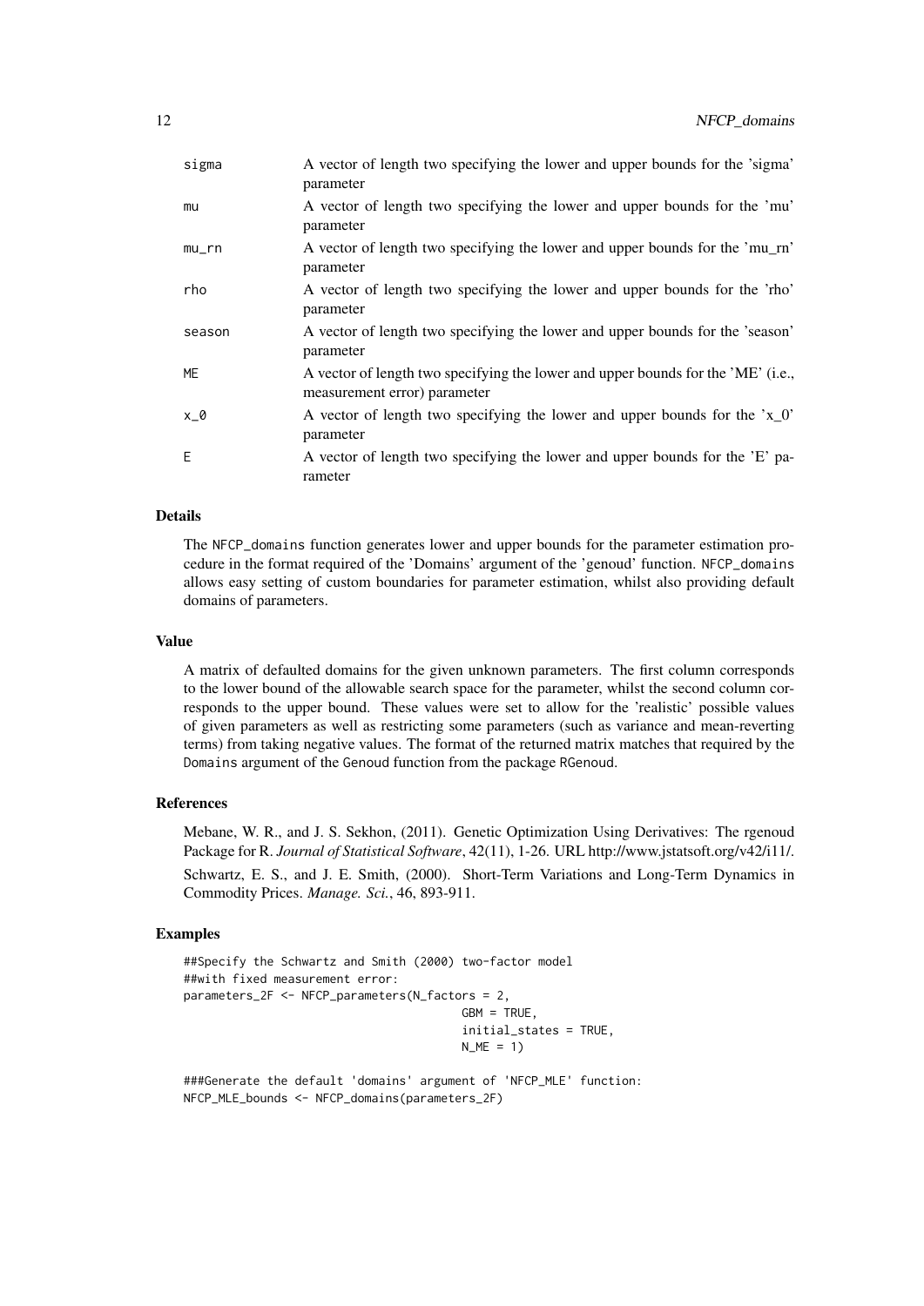| | |
|---|---|
| sigma | A vector of length two specifying the lower and upper bounds for the 'sigma' parameter |
| mu | A vector of length two specifying the lower and upper bounds for the 'mu' parameter |
| mu_rn | A vector of length two specifying the lower and upper bounds for the 'mu_rn' parameter |
| rho | A vector of length two specifying the lower and upper bounds for the 'rho' parameter |
| season | A vector of length two specifying the lower and upper bounds for the 'season' parameter |
| ME | A vector of length two specifying the lower and upper bounds for the 'ME' (i.e., measurement error) parameter |
| x_0 | A vector of length two specifying the lower and upper bounds for the 'x_0' parameter |
| E | A vector of length two specifying the lower and upper bounds for the 'E' parameter |

### Details

The NFCP_domains function generates lower and upper bounds for the parameter estimation procedure in the format required of the 'Domains' argument of the 'genoud' function. NFCP_domains allows easy setting of custom boundaries for parameter estimation, whilst also providing default domains of parameters.

### Value

A matrix of defaulted domains for the given unknown parameters. The first column corresponds to the lower bound of the allowable search space for the parameter, whilst the second column corresponds to the upper bound. These values were set to allow for the 'realistic' possible values of given parameters as well as restricting some parameters (such as variance and mean-reverting terms) from taking negative values. The format of the returned matrix matches that required by the Domains argument of the Genoud function from the package RGenoud.

### References

Mebane, W. R., and J. S. Sekhon, (2011). Genetic Optimization Using Derivatives: The rgenoud Package for R. *Journal of Statistical Software*, 42(11), 1-26. URL http://www.jstatsoft.org/v42/i11/.

Schwartz, E. S., and J. E. Smith, (2000). Short-Term Variations and Long-Term Dynamics in Commodity Prices. *Manage. Sci.*, 46, 893-911.

### Examples

```
##Specify the Schwartz and Smith (2000) two-factor model
##with fixed measurement error:
parameters_2F <- NFCP_parameters(N_factors = 2,
                                        GBM = TRUE,
                                        initial_states = TRUE,
                                        N_ME = 1)

###Generate the default 'domains' argument of 'NFCP_MLE' function:
NFCP_MLE_bounds <- NFCP_domains(parameters_2F)
```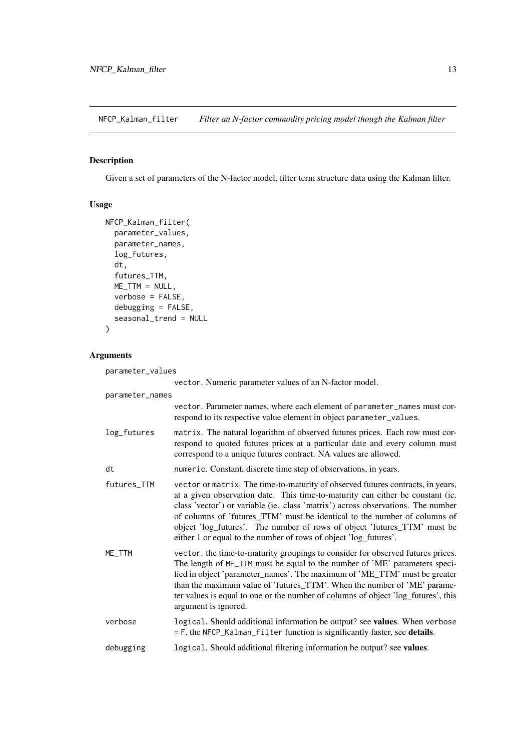NFCP_Kalman_filter *Filter an N-factor commodity pricing model though the Kalman filter*

## Description

Given a set of parameters of the N-factor model, filter term structure data using the Kalman filter.

## Usage

```
NFCP_Kalman_filter(
  parameter_values,
  parameter_names,
  log_futures,
  dt,
  futures_TTM,
  ME_TTM = NULL,
  verbose = FALSE,
  debugging = FALSE,
  seasonal_trend = NULL
)
```

## Arguments

`parameter_values`
: `vector`. Numeric parameter values of an N-factor model.

`parameter_names`
: `vector`. Parameter names, where each element of `parameter_names` must correspond to its respective value element in object `parameter_values`.

`log_futures`
: `matrix`. The natural logarithm of observed futures prices. Each row must correspond to quoted futures prices at a particular date and every column must correspond to a unique futures contract. NA values are allowed.

`dt`
: `numeric`. Constant, discrete time step of observations, in years.

`futures_TTM`
: `vector` or `matrix`. The time-to-maturity of observed futures contracts, in years, at a given observation date. This time-to-maturity can either be constant (ie. class 'vector') or variable (ie. class 'matrix') across observations. The number of columns of 'futures_TTM' must be identical to the number of columns of object 'log_futures'. The number of rows of object 'futures_TTM' must be either 1 or equal to the number of rows of object 'log_futures'.

`ME_TTM`
: `vector`. the time-to-maturity groupings to consider for observed futures prices. The length of `ME_TTM` must be equal to the number of 'ME' parameters specified in object 'parameter_names'. The maximum of 'ME_TTM' must be greater than the maximum value of 'futures_TTM'. When the number of 'ME' parameter values is equal to one or the number of columns of object 'log_futures', this argument is ignored.

`verbose`
: `logical`. Should additional information be output? see **values**. When `verbose = F`, the `NFCP_Kalman_filter` function is significantly faster, see **details**.

`debugging`
: `logical`. Should additional filtering information be output? see **values**.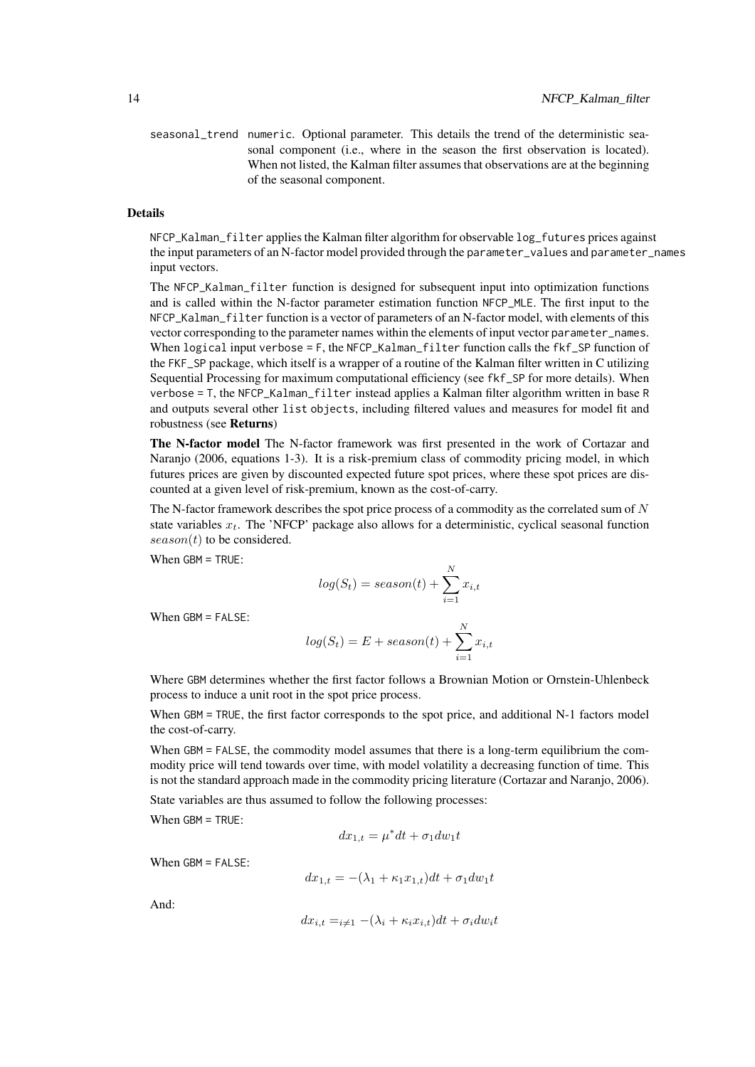seasonal_trend numeric. Optional parameter. This details the trend of the deterministic seasonal component (i.e., where in the season the first observation is located). When not listed, the Kalman filter assumes that observations are at the beginning of the seasonal component.

### Details

NFCP_Kalman_filter applies the Kalman filter algorithm for observable log_futures prices against the input parameters of an N-factor model provided through the parameter_values and parameter_names input vectors.

The NFCP_Kalman_filter function is designed for subsequent input into optimization functions and is called within the N-factor parameter estimation function NFCP_MLE. The first input to the NFCP_Kalman_filter function is a vector of parameters of an N-factor model, with elements of this vector corresponding to the parameter names within the elements of input vector parameter_names. When logical input verbose = F, the NFCP_Kalman_filter function calls the fkf_SP function of the FKF_SP package, which itself is a wrapper of a routine of the Kalman filter written in C utilizing Sequential Processing for maximum computational efficiency (see fkf_SP for more details). When verbose = T, the NFCP_Kalman_filter instead applies a Kalman filter algorithm written in base R and outputs several other list objects, including filtered values and measures for model fit and robustness (see **Returns**)

**The N-factor model** The N-factor framework was first presented in the work of Cortazar and Naranjo (2006, equations 1-3). It is a risk-premium class of commodity pricing model, in which futures prices are given by discounted expected future spot prices, where these spot prices are discounted at a given level of risk-premium, known as the cost-of-carry.

The N-factor framework describes the spot price process of a commodity as the correlated sum of $N$ state variables $x_t$. The 'NFCP' package also allows for a deterministic, cyclical seasonal function $season(t)$ to be considered.

When GBM = TRUE:

$$log(S_t) = season(t) + \sum_{i=1}^{N} x_{i,t}$$

When GBM = FALSE:

$$log(S_t) = E + season(t) + \sum_{i=1}^{N} x_{i,t}$$

Where GBM determines whether the first factor follows a Brownian Motion or Ornstein-Uhlenbeck process to induce a unit root in the spot price process.

When GBM = TRUE, the first factor corresponds to the spot price, and additional N-1 factors model the cost-of-carry.

When GBM = FALSE, the commodity model assumes that there is a long-term equilibrium the commodity price will tend towards over time, with model volatility a decreasing function of time. This is not the standard approach made in the commodity pricing literature (Cortazar and Naranjo, 2006).

State variables are thus assumed to follow the following processes:

When GBM = TRUE:

$$dx_{1,t} = \mu^* dt + \sigma_1 dw_1 t$$

When GBM = FALSE:

$$dx_{1,t} = -(\lambda_1 + \kappa_1 x_{1,t})dt + \sigma_1 dw_1 t$$

And:

$$dx_{i,t} =_{i \neq 1} -(\lambda_i + \kappa_i x_{i,t})dt + \sigma_i dw_i t$$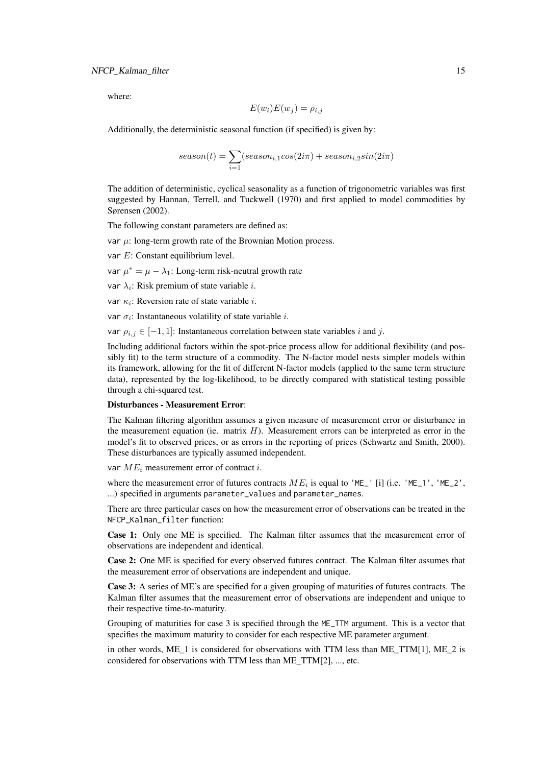where:

$$E(w_i)E(w_j) = \rho_{i,j}$$

Additionally, the deterministic seasonal function (if specified) is given by:

$$season(t) = \sum_{i=1} (season_{i,1} cos(2i\pi) + season_{i,2} sin(2i\pi)$$

The addition of deterministic, cyclical seasonality as a function of trigonometric variables was first suggested by Hannan, Terrell, and Tuckwell (1970) and first applied to model commodities by Sørensen (2002).

The following constant parameters are defined as:

`var` $\mu$: long-term growth rate of the Brownian Motion process.

`var` $E$: Constant equilibrium level.

`var` $\mu^* = \mu - \lambda_1$: Long-term risk-neutral growth rate

`var` $\lambda_i$: Risk premium of state variable $i$.

`var` $\kappa_i$: Reversion rate of state variable $i$.

`var` $\sigma_i$: Instantaneous volatility of state variable $i$.

`var` $\rho_{i,j} \in [-1, 1]$: Instantaneous correlation between state variables $i$ and $j$.

Including additional factors within the spot-price process allow for additional flexibility (and possibly fit) to the term structure of a commodity. The N-factor model nests simpler models within its framework, allowing for the fit of different N-factor models (applied to the same term structure data), represented by the log-likelihood, to be directly compared with statistical testing possible through a chi-squared test.

**Disturbances - Measurement Error**:

The Kalman filtering algorithm assumes a given measure of measurement error or disturbance in the measurement equation (ie. matrix $H$). Measurement errors can be interpreted as error in the model's fit to observed prices, or as errors in the reporting of prices (Schwartz and Smith, 2000). These disturbances are typically assumed independent.

`var` $ME_i$ measurement error of contract $i$.

where the measurement error of futures contracts $ME_i$ is equal to `'ME_'` [i] (i.e. `'ME_1'`, `'ME_2'`, ...) specified in arguments `parameter_values` and `parameter_names`.

There are three particular cases on how the measurement error of observations can be treated in the `NFCP_Kalman_filter` function:

**Case 1:** Only one ME is specified. The Kalman filter assumes that the measurement error of observations are independent and identical.

**Case 2:** One ME is specified for every observed futures contract. The Kalman filter assumes that the measurement error of observations are independent and unique.

**Case 3:** A series of ME's are specified for a given grouping of maturities of futures contracts. The Kalman filter assumes that the measurement error of observations are independent and unique to their respective time-to-maturity.

Grouping of maturities for case 3 is specified through the `ME_TTM` argument. This is a vector that specifies the maximum maturity to consider for each respective ME parameter argument.

in other words, ME_1 is considered for observations with TTM less than ME_TTM[1], ME_2 is considered for observations with TTM less than ME_TTM[2], ..., etc.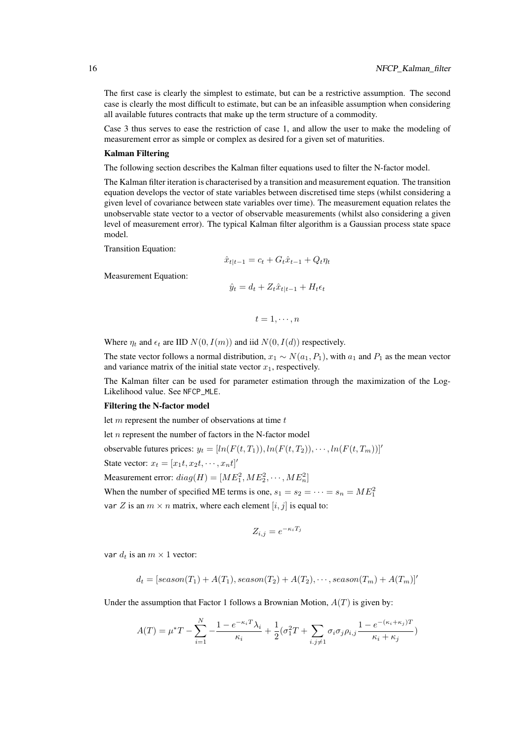The first case is clearly the simplest to estimate, but can be a restrictive assumption. The second case is clearly the most difficult to estimate, but can be an infeasible assumption when considering all available futures contracts that make up the term structure of a commodity.

Case 3 thus serves to ease the restriction of case 1, and allow the user to make the modeling of measurement error as simple or complex as desired for a given set of maturities.

**Kalman Filtering**

The following section describes the Kalman filter equations used to filter the N-factor model.

The Kalman filter iteration is characterised by a transition and measurement equation. The transition equation develops the vector of state variables between discretised time steps (whilst considering a given level of covariance between state variables over time). The measurement equation relates the unobservable state vector to a vector of observable measurements (whilst also considering a given level of measurement error). The typical Kalman filter algorithm is a Gaussian process state space model.

Transition Equation:

$$\hat{x}_{t|t-1} = c_t + G_t \hat{x}_{t-1} + Q_t \eta_t$$

Measurement Equation:

$$\hat{y}_t = d_t + Z_t \hat{x}_{t|t-1} + H_t \epsilon_t$$

$$t = 1, \cdots, n$$

Where $\eta_t$ and $\epsilon_t$ are IID $N(0, I(m))$ and iid $N(0, I(d))$ respectively.

The state vector follows a normal distribution, $x_1 \sim N(a_1, P_1)$, with $a_1$ and $P_1$ as the mean vector and variance matrix of the initial state vector $x_1$, respectively.

The Kalman filter can be used for parameter estimation through the maximization of the Log-Likelihood value. See `NFCP_MLE`.

**Filtering the N-factor model**

let $m$ represent the number of observations at time $t$

let $n$ represent the number of factors in the N-factor model

observable futures prices: $y_t = [ln(F(t,T_1)), ln(F(t,T_2)), \cdots, ln(F(t,T_m))]'$

State vector: $x_t = [x_1 t, x_2 t, \cdots, x_n t]'$

Measurement error: $diag(H) = [ME_1^2, ME_2^2, \cdots, ME_n^2]$

When the number of specified ME terms is one, $s_1 = s_2 = \cdots = s_n = ME_1^2$

`var` $Z$ is an $m \times n$ matrix, where each element $[i, j]$ is equal to:

$$Z_{i,j} = e^{-\kappa_i T_j}$$

`var` $d_t$ is an $m \times 1$ vector:

$$d_t = [season(T_1) + A(T_1), season(T_2) + A(T_2), \cdots, season(T_m) + A(T_m)]'$$

Under the assumption that Factor 1 follows a Brownian Motion, $A(T)$ is given by:

$$A(T) = \mu^* T - \sum_{i=1}^{N} - \frac{1 - e^{-\kappa_i T} \lambda_i}{\kappa_i} + \frac{1}{2}(\sigma_1^2 T + \sum_{i.j \neq 1} \sigma_i \sigma_j \rho_{i,j} \frac{1 - e^{-(\kappa_i + \kappa_j)T}}{\kappa_i + \kappa_j})$$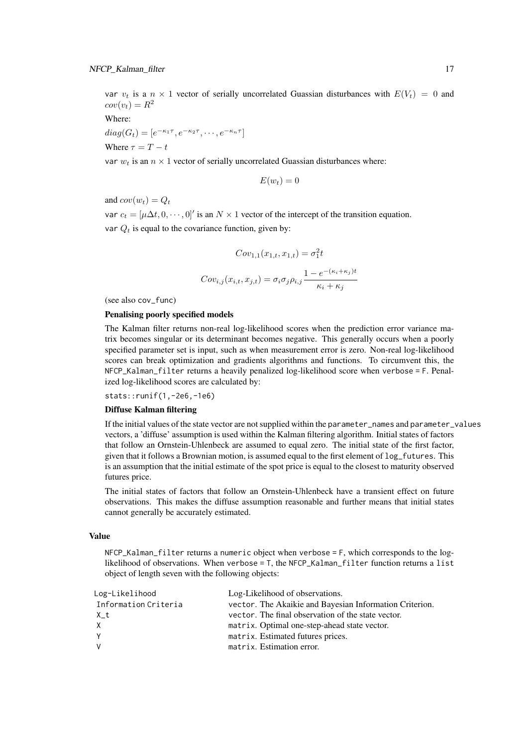var $v_t$ is a $n \times 1$ vector of serially uncorrelated Guassian disturbances with $E(V_t) = 0$ and $cov(v_t) = R^2$

Where:

$diag(G_t) = [e^{-\kappa_1 \tau}, e^{-\kappa_2 \tau}, \cdots, e^{-\kappa_n \tau}]$

Where $\tau = T - t$

var $w_t$ is an $n \times 1$ vector of serially uncorrelated Guassian disturbances where:

$$E(w_t) = 0$$

and $cov(w_t) = Q_t$

var $c_t = [\mu \Delta t, 0, \cdots, 0]'$ is an $N \times 1$ vector of the intercept of the transition equation.

var $Q_t$ is equal to the covariance function, given by:

$$Cov_{1,1}(x_{1,t}, x_{1,t}) = \sigma_1^2 t$$

$$Cov_{i,j}(x_{i,t}, x_{j,t}) = \sigma_i \sigma_j \rho_{i,j} \frac{1 - e^{-(\kappa_i + \kappa_j)t}}{\kappa_i + \kappa_j}$$

(see also cov_func)

**Penalising poorly specified models**

The Kalman filter returns non-real log-likelihood scores when the prediction error variance matrix becomes singular or its determinant becomes negative. This generally occurs when a poorly specified parameter set is input, such as when measurement error is zero. Non-real log-likelihood scores can break optimization and gradients algorithms and functions. To circumvent this, the NFCP_Kalman_filter returns a heavily penalized log-likelihood score when verbose = F. Penalized log-likelihood scores are calculated by:

```
stats::runif(1,-2e6,-1e6)
```

**Diffuse Kalman filtering**

If the initial values of the state vector are not supplied within the parameter_names and parameter_values vectors, a 'diffuse' assumption is used within the Kalman filtering algorithm. Initial states of factors that follow an Ornstein-Uhlenbeck are assumed to equal zero. The initial state of the first factor, given that it follows a Brownian motion, is assumed equal to the first element of log_futures. This is an assumption that the initial estimate of the spot price is equal to the closest to maturity observed futures price.

The initial states of factors that follow an Ornstein-Uhlenbeck have a transient effect on future observations. This makes the diffuse assumption reasonable and further means that initial states cannot generally be accurately estimated.

## Value

NFCP_Kalman_filter returns a numeric object when verbose = F, which corresponds to the log-likelihood of observations. When verbose = T, the NFCP_Kalman_filter function returns a list object of length seven with the following objects:

| | |
|---|---|
| Log-Likelihood | Log-Likelihood of observations. |
| Information Criteria | vector. The Akaikie and Bayesian Information Criterion. |
| X_t | vector. The final observation of the state vector. |
| X | matrix. Optimal one-step-ahead state vector. |
| Y | matrix. Estimated futures prices. |
| V | matrix. Estimation error. |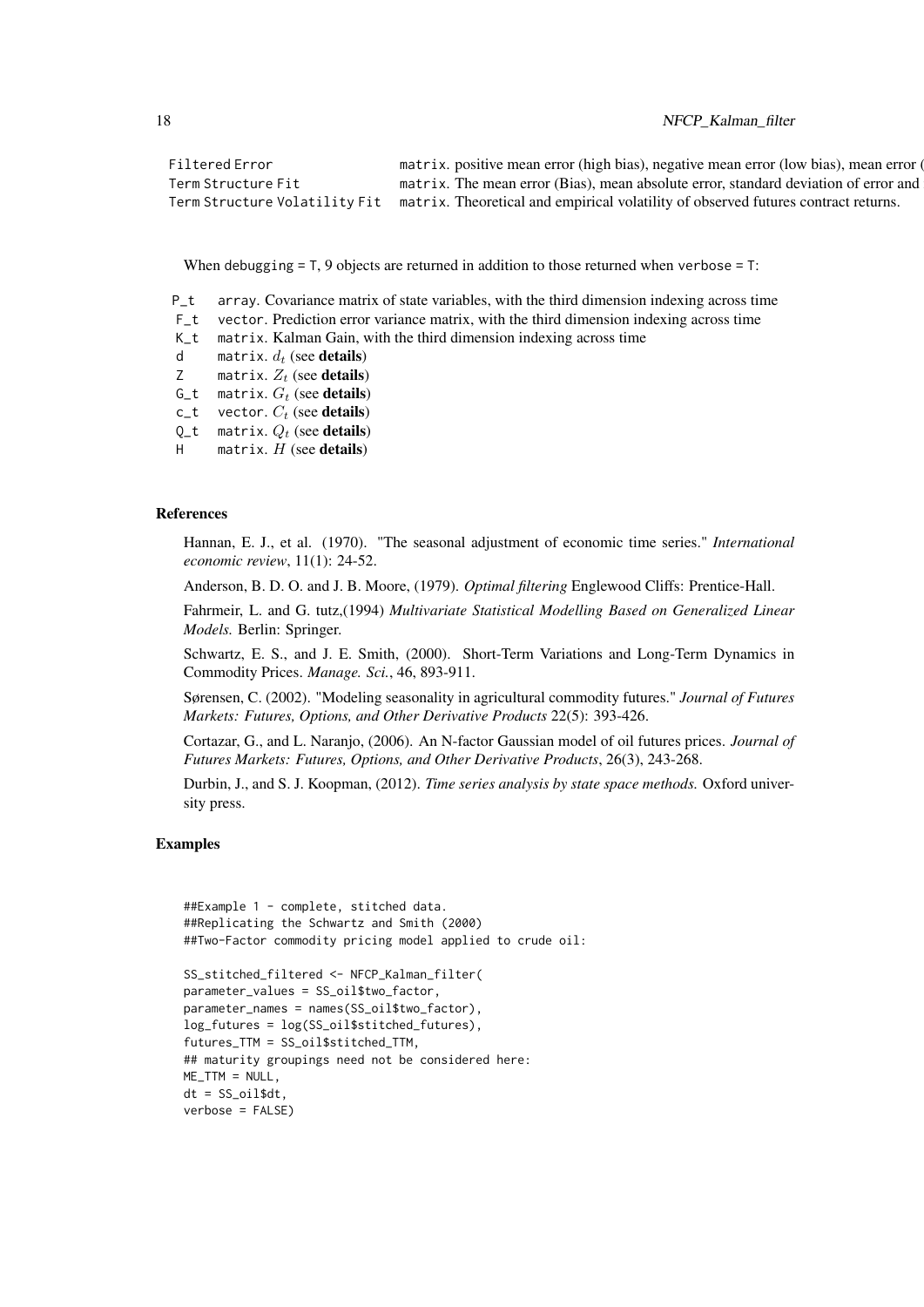| | |
|---|---|
| Filtered Error | matrix. positive mean error (high bias), negative mean error (low bias), mean error ( |
| Term Structure Fit | matrix. The mean error (Bias), mean absolute error, standard deviation of error and |
| Term Structure Volatility Fit | matrix. Theoretical and empirical volatility of observed futures contract returns. |

When debugging = T, 9 objects are returned in addition to those returned when verbose = T:

| | |
|---|---|
| P_t | array. Covariance matrix of state variables, with the third dimension indexing across time |
| F_t | vector. Prediction error variance matrix, with the third dimension indexing across time |
| K_t | matrix. Kalman Gain, with the third dimension indexing across time |
| d | matrix. $d_t$ (see **details**) |
| Z | matrix. $Z_t$ (see **details**) |
| G_t | matrix. $G_t$ (see **details**) |
| c_t | vector. $C_t$ (see **details**) |
| Q_t | matrix. $Q_t$ (see **details**) |
| H | matrix. $H$ (see **details**) |

## References

Hannan, E. J., et al. (1970). "The seasonal adjustment of economic time series." *International economic review*, 11(1): 24-52.

Anderson, B. D. O. and J. B. Moore, (1979). *Optimal filtering* Englewood Cliffs: Prentice-Hall.

Fahrmeir, L. and G. tutz,(1994) *Multivariate Statistical Modelling Based on Generalized Linear Models.* Berlin: Springer.

Schwartz, E. S., and J. E. Smith, (2000). Short-Term Variations and Long-Term Dynamics in Commodity Prices. *Manage. Sci.*, 46, 893-911.

Sørensen, C. (2002). "Modeling seasonality in agricultural commodity futures." *Journal of Futures Markets: Futures, Options, and Other Derivative Products* 22(5): 393-426.

Cortazar, G., and L. Naranjo, (2006). An N-factor Gaussian model of oil futures prices. *Journal of Futures Markets: Futures, Options, and Other Derivative Products*, 26(3), 243-268.

Durbin, J., and S. J. Koopman, (2012). *Time series analysis by state space methods.* Oxford university press.

## Examples

```
##Example 1 - complete, stitched data.
##Replicating the Schwartz and Smith (2000)
##Two-Factor commodity pricing model applied to crude oil:

SS_stitched_filtered <- NFCP_Kalman_filter(
parameter_values = SS_oil$two_factor,
parameter_names = names(SS_oil$two_factor),
log_futures = log(SS_oil$stitched_futures),
futures_TTM = SS_oil$stitched_TTM,
## maturity groupings need not be considered here:
ME_TTM = NULL,
dt = SS_oil$dt,
verbose = FALSE)
```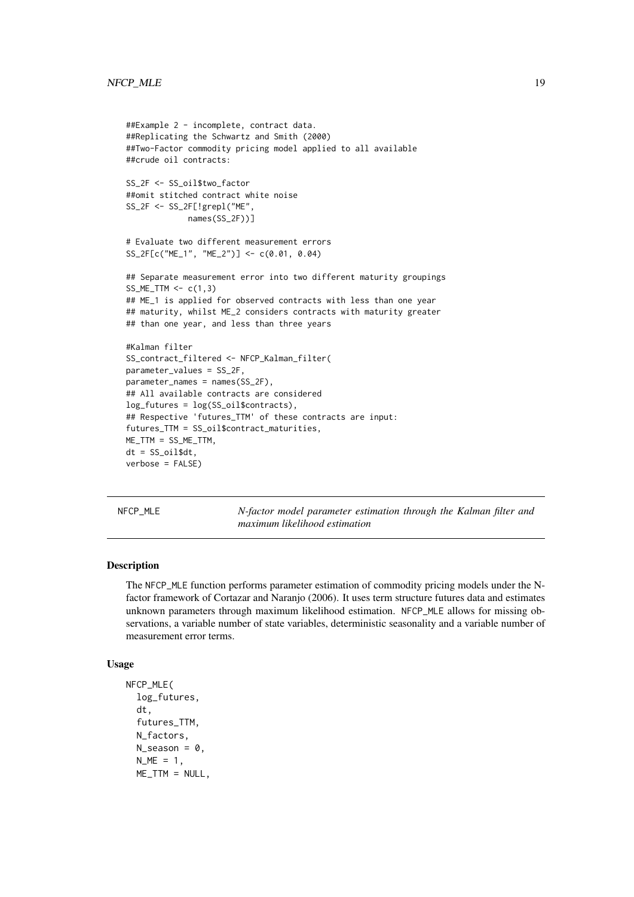```
##Example 2 - incomplete, contract data.
##Replicating the Schwartz and Smith (2000)
##Two-Factor commodity pricing model applied to all available
##crude oil contracts:

SS_2F <- SS_oil$two_factor
##omit stitched contract white noise
SS_2F <- SS_2F[!grepl("ME",
              names(SS_2F))]

# Evaluate two different measurement errors
SS_2F[c("ME_1", "ME_2")] <- c(0.01, 0.04)

## Separate measurement error into two different maturity groupings
SS_ME_TTM <- c(1,3)
## ME_1 is applied for observed contracts with less than one year
## maturity, whilst ME_2 considers contracts with maturity greater
## than one year, and less than three years

#Kalman filter
SS_contract_filtered <- NFCP_Kalman_filter(
parameter_values = SS_2F,
parameter_names = names(SS_2F),
## All available contracts are considered
log_futures = log(SS_oil$contracts),
## Respective 'futures_TTM' of these contracts are input:
futures_TTM = SS_oil$contract_maturities,
ME_TTM = SS_ME_TTM,
dt = SS_oil$dt,
verbose = FALSE)
```

---

## NFCP_MLE — *N-factor model parameter estimation through the Kalman filter and maximum likelihood estimation*

---

### Description

The NFCP_MLE function performs parameter estimation of commodity pricing models under the N-factor framework of Cortazar and Naranjo (2006). It uses term structure futures data and estimates unknown parameters through maximum likelihood estimation. NFCP_MLE allows for missing observations, a variable number of state variables, deterministic seasonality and a variable number of measurement error terms.

### Usage

```
NFCP_MLE(
  log_futures,
  dt,
  futures_TTM,
  N_factors,
  N_season = 0,
  N_ME = 1,
  ME_TTM = NULL,
```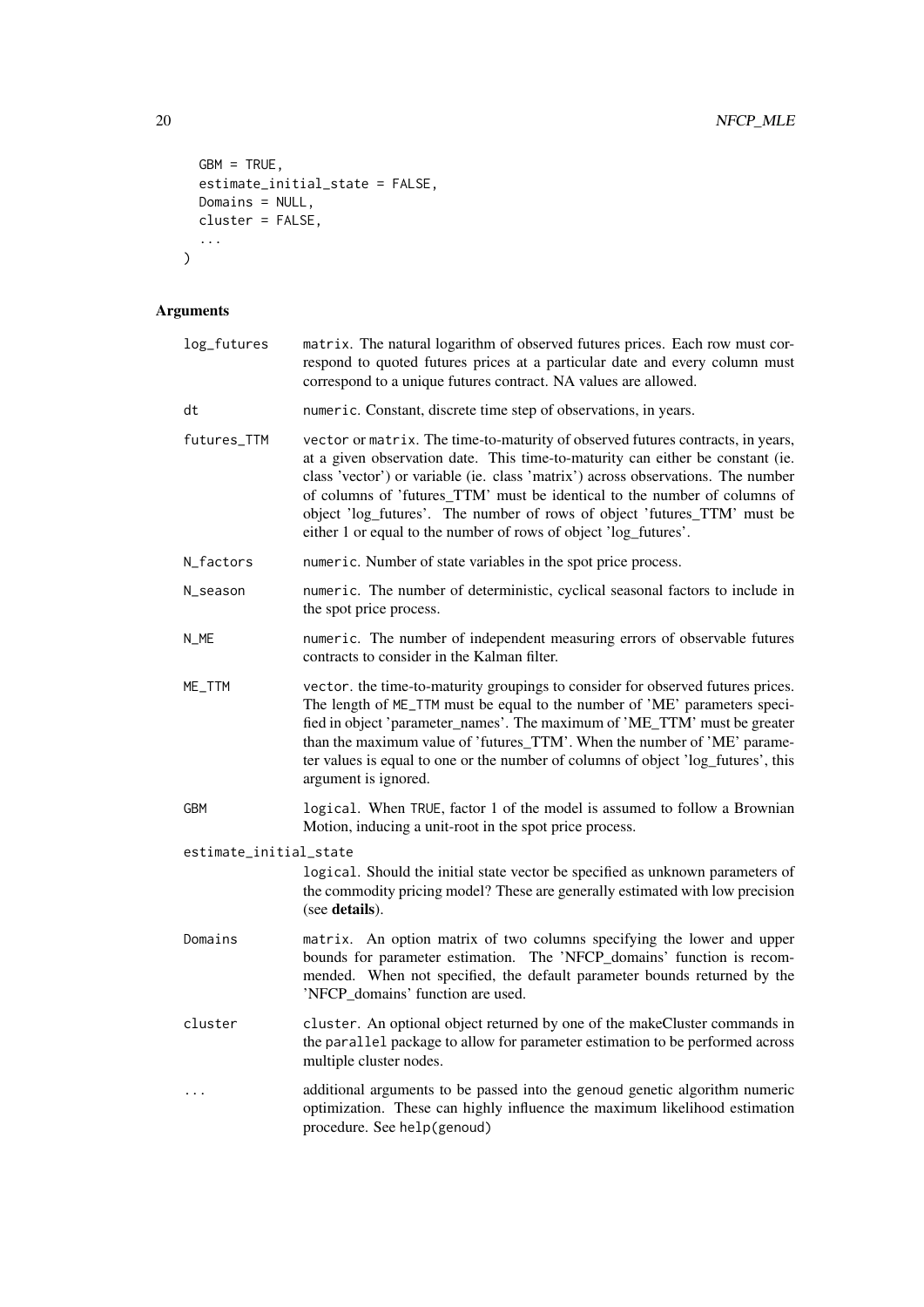```
  GBM = TRUE,
  estimate_initial_state = FALSE,
  Domains = NULL,
  cluster = FALSE,
  ...
)
```

## Arguments

**log_futures** — matrix. The natural logarithm of observed futures prices. Each row must correspond to quoted futures prices at a particular date and every column must correspond to a unique futures contract. NA values are allowed.

**dt** — numeric. Constant, discrete time step of observations, in years.

**futures_TTM** — vector or matrix. The time-to-maturity of observed futures contracts, in years, at a given observation date. This time-to-maturity can either be constant (ie. class 'vector') or variable (ie. class 'matrix') across observations. The number of columns of 'futures_TTM' must be identical to the number of columns of object 'log_futures'. The number of rows of object 'futures_TTM' must be either 1 or equal to the number of rows of object 'log_futures'.

**N_factors** — numeric. Number of state variables in the spot price process.

**N_season** — numeric. The number of deterministic, cyclical seasonal factors to include in the spot price process.

**N_ME** — numeric. The number of independent measuring errors of observable futures contracts to consider in the Kalman filter.

**ME_TTM** — vector. the time-to-maturity groupings to consider for observed futures prices. The length of ME_TTM must be equal to the number of 'ME' parameters specified in object 'parameter_names'. The maximum of 'ME_TTM' must be greater than the maximum value of 'futures_TTM'. When the number of 'ME' parameter values is equal to one or the number of columns of object 'log_futures', this argument is ignored.

**GBM** — logical. When TRUE, factor 1 of the model is assumed to follow a Brownian Motion, inducing a unit-root in the spot price process.

**estimate_initial_state** — logical. Should the initial state vector be specified as unknown parameters of the commodity pricing model? These are generally estimated with low precision (see **details**).

**Domains** — matrix. An option matrix of two columns specifying the lower and upper bounds for parameter estimation. The 'NFCP_domains' function is recommended. When not specified, the default parameter bounds returned by the 'NFCP_domains' function are used.

**cluster** — cluster. An optional object returned by one of the makeCluster commands in the parallel package to allow for parameter estimation to be performed across multiple cluster nodes.

**...** — additional arguments to be passed into the genoud genetic algorithm numeric optimization. These can highly influence the maximum likelihood estimation procedure. See help(genoud)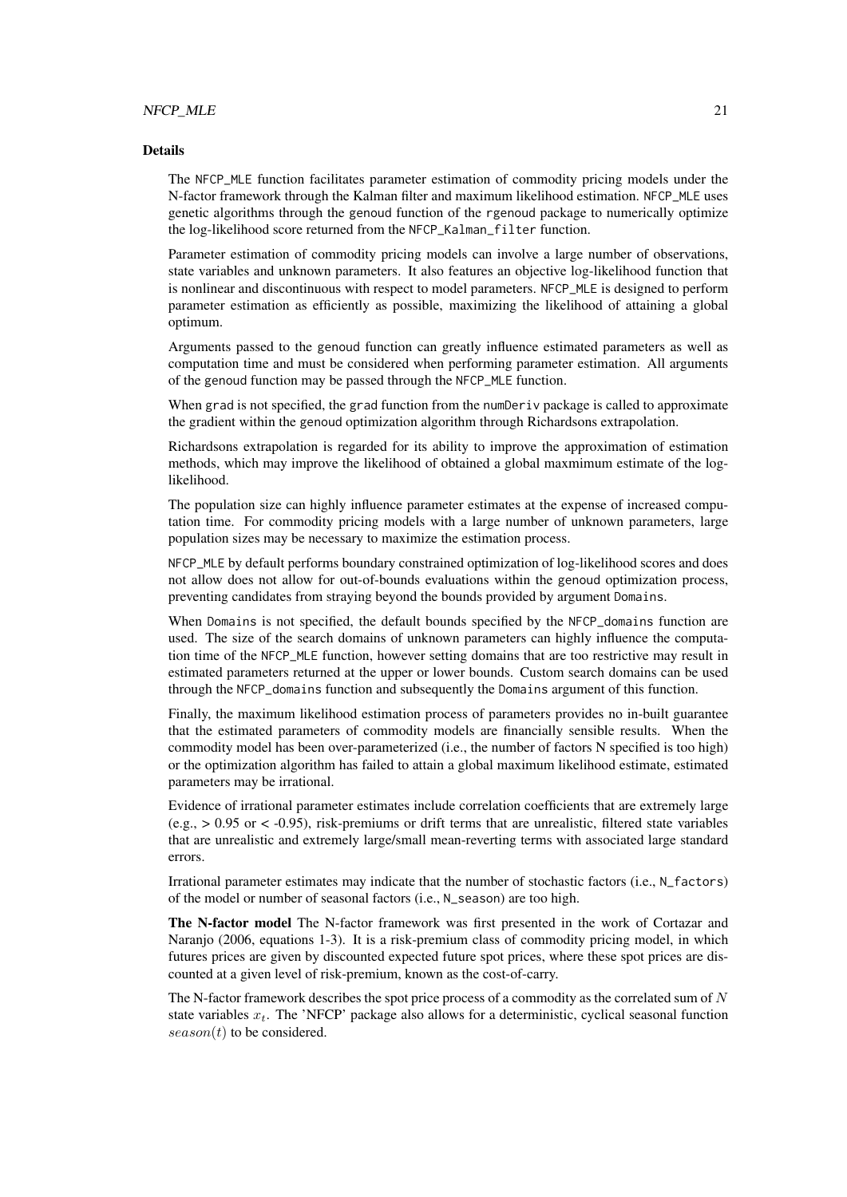### Details

The NFCP_MLE function facilitates parameter estimation of commodity pricing models under the N-factor framework through the Kalman filter and maximum likelihood estimation. NFCP_MLE uses genetic algorithms through the genoud function of the rgenoud package to numerically optimize the log-likelihood score returned from the NFCP_Kalman_filter function.

Parameter estimation of commodity pricing models can involve a large number of observations, state variables and unknown parameters. It also features an objective log-likelihood function that is nonlinear and discontinuous with respect to model parameters. NFCP_MLE is designed to perform parameter estimation as efficiently as possible, maximizing the likelihood of attaining a global optimum.

Arguments passed to the genoud function can greatly influence estimated parameters as well as computation time and must be considered when performing parameter estimation. All arguments of the genoud function may be passed through the NFCP_MLE function.

When grad is not specified, the grad function from the numDeriv package is called to approximate the gradient within the genoud optimization algorithm through Richardsons extrapolation.

Richardsons extrapolation is regarded for its ability to improve the approximation of estimation methods, which may improve the likelihood of obtained a global maxmimum estimate of the log-likelihood.

The population size can highly influence parameter estimates at the expense of increased computation time. For commodity pricing models with a large number of unknown parameters, large population sizes may be necessary to maximize the estimation process.

NFCP_MLE by default performs boundary constrained optimization of log-likelihood scores and does not allow does not allow for out-of-bounds evaluations within the genoud optimization process, preventing candidates from straying beyond the bounds provided by argument Domains.

When Domains is not specified, the default bounds specified by the NFCP_domains function are used. The size of the search domains of unknown parameters can highly influence the computation time of the NFCP_MLE function, however setting domains that are too restrictive may result in estimated parameters returned at the upper or lower bounds. Custom search domains can be used through the NFCP_domains function and subsequently the Domains argument of this function.

Finally, the maximum likelihood estimation process of parameters provides no in-built guarantee that the estimated parameters of commodity models are financially sensible results. When the commodity model has been over-parameterized (i.e., the number of factors N specified is too high) or the optimization algorithm has failed to attain a global maximum likelihood estimate, estimated parameters may be irrational.

Evidence of irrational parameter estimates include correlation coefficients that are extremely large (e.g., > 0.95 or < -0.95), risk-premiums or drift terms that are unrealistic, filtered state variables that are unrealistic and extremely large/small mean-reverting terms with associated large standard errors.

Irrational parameter estimates may indicate that the number of stochastic factors (i.e., N_factors) of the model or number of seasonal factors (i.e., N_season) are too high.

**The N-factor model** The N-factor framework was first presented in the work of Cortazar and Naranjo (2006, equations 1-3). It is a risk-premium class of commodity pricing model, in which futures prices are given by discounted expected future spot prices, where these spot prices are discounted at a given level of risk-premium, known as the cost-of-carry.

The N-factor framework describes the spot price process of a commodity as the correlated sum of $N$ state variables $x_t$. The 'NFCP' package also allows for a deterministic, cyclical seasonal function $season(t)$ to be considered.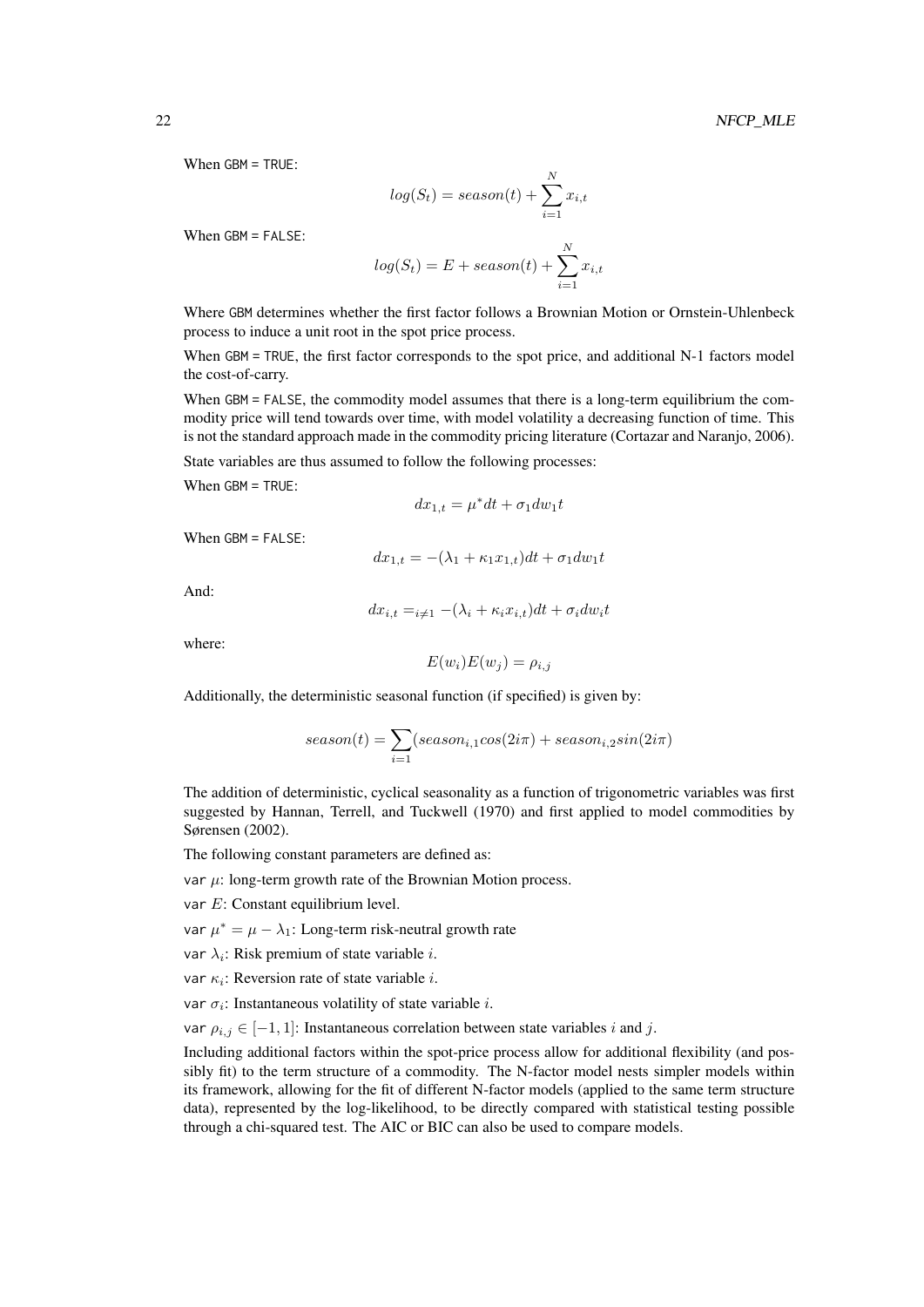When GBM = TRUE:

$$log(S_t) = season(t) + \sum_{i=1}^{N} x_{i,t}$$

When GBM = FALSE:

$$log(S_t) = E + season(t) + \sum_{i=1}^{N} x_{i,t}$$

Where GBM determines whether the first factor follows a Brownian Motion or Ornstein-Uhlenbeck process to induce a unit root in the spot price process.

When GBM = TRUE, the first factor corresponds to the spot price, and additional N-1 factors model the cost-of-carry.

When GBM = FALSE, the commodity model assumes that there is a long-term equilibrium the commodity price will tend towards over time, with model volatility a decreasing function of time. This is not the standard approach made in the commodity pricing literature (Cortazar and Naranjo, 2006).

State variables are thus assumed to follow the following processes:

When GBM = TRUE:

$$dx_{1,t} = \mu^* dt + \sigma_1 dw_1 t$$

When GBM = FALSE:

$$dx_{1,t} = -(\lambda_1 + \kappa_1 x_{1,t})dt + \sigma_1 dw_1 t$$

And:

$$dx_{i,t} =_{i \neq 1} -(\lambda_i + \kappa_i x_{i,t})dt + \sigma_i dw_i t$$

where:

$$E(w_i)E(w_j) = \rho_{i,j}$$

Additionally, the deterministic seasonal function (if specified) is given by:

$$season(t) = \sum_{i=1} (season_{i,1} cos(2i\pi) + season_{i,2} sin(2i\pi)$$

The addition of deterministic, cyclical seasonality as a function of trigonometric variables was first suggested by Hannan, Terrell, and Tuckwell (1970) and first applied to model commodities by Sørensen (2002).

The following constant parameters are defined as:

var $\mu$: long-term growth rate of the Brownian Motion process.

var $E$: Constant equilibrium level.

var $\mu^* = \mu - \lambda_1$: Long-term risk-neutral growth rate

var $\lambda_i$: Risk premium of state variable $i$.

var $\kappa_i$: Reversion rate of state variable $i$.

var $\sigma_i$: Instantaneous volatility of state variable $i$.

var $\rho_{i,j} \in [-1, 1]$: Instantaneous correlation between state variables $i$ and $j$.

Including additional factors within the spot-price process allow for additional flexibility (and possibly fit) to the term structure of a commodity. The N-factor model nests simpler models within its framework, allowing for the fit of different N-factor models (applied to the same term structure data), represented by the log-likelihood, to be directly compared with statistical testing possible through a chi-squared test. The AIC or BIC can also be used to compare models.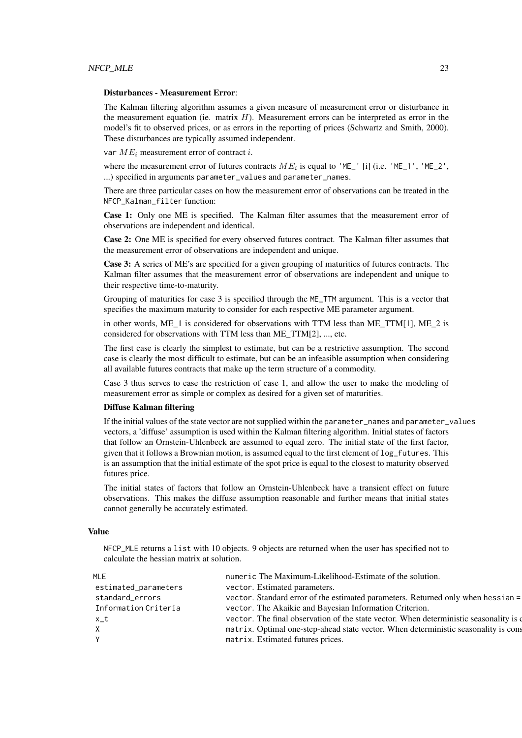**Disturbances - Measurement Error**:

The Kalman filtering algorithm assumes a given measure of measurement error or disturbance in the measurement equation (ie. matrix $H$). Measurement errors can be interpreted as error in the model's fit to observed prices, or as errors in the reporting of prices (Schwartz and Smith, 2000). These disturbances are typically assumed independent.

var $ME_i$ measurement error of contract $i$.

where the measurement error of futures contracts $ME_i$ is equal to 'ME_' [i] (i.e. 'ME_1', 'ME_2', ...) specified in arguments parameter_values and parameter_names.

There are three particular cases on how the measurement error of observations can be treated in the NFCP_Kalman_filter function:

**Case 1:** Only one ME is specified. The Kalman filter assumes that the measurement error of observations are independent and identical.

**Case 2:** One ME is specified for every observed futures contract. The Kalman filter assumes that the measurement error of observations are independent and unique.

**Case 3:** A series of ME's are specified for a given grouping of maturities of futures contracts. The Kalman filter assumes that the measurement error of observations are independent and unique to their respective time-to-maturity.

Grouping of maturities for case 3 is specified through the ME_TTM argument. This is a vector that specifies the maximum maturity to consider for each respective ME parameter argument.

in other words, ME_1 is considered for observations with TTM less than ME_TTM[1], ME_2 is considered for observations with TTM less than ME_TTM[2], ..., etc.

The first case is clearly the simplest to estimate, but can be a restrictive assumption. The second case is clearly the most difficult to estimate, but can be an infeasible assumption when considering all available futures contracts that make up the term structure of a commodity.

Case 3 thus serves to ease the restriction of case 1, and allow the user to make the modeling of measurement error as simple or complex as desired for a given set of maturities.

**Diffuse Kalman filtering**

If the initial values of the state vector are not supplied within the parameter_names and parameter_values vectors, a 'diffuse' assumption is used within the Kalman filtering algorithm. Initial states of factors that follow an Ornstein-Uhlenbeck are assumed to equal zero. The initial state of the first factor, given that it follows a Brownian motion, is assumed equal to the first element of log_futures. This is an assumption that the initial estimate of the spot price is equal to the closest to maturity observed futures price.

The initial states of factors that follow an Ornstein-Uhlenbeck have a transient effect on future observations. This makes the diffuse assumption reasonable and further means that initial states cannot generally be accurately estimated.

## Value

NFCP_MLE returns a list with 10 objects. 9 objects are returned when the user has specified not to calculate the hessian matrix at solution.

| | |
|---|---|
| MLE | numeric The Maximum-Likelihood-Estimate of the solution. |
| estimated_parameters | vector. Estimated parameters. |
| standard_errors | vector. Standard error of the estimated parameters. Returned only when hessian = |
| Information Criteria | vector. The Akaikie and Bayesian Information Criterion. |
| x_t | vector. The final observation of the state vector. When deterministic seasonality is c |
| X | matrix. Optimal one-step-ahead state vector. When deterministic seasonality is cons |
| Y | matrix. Estimated futures prices. |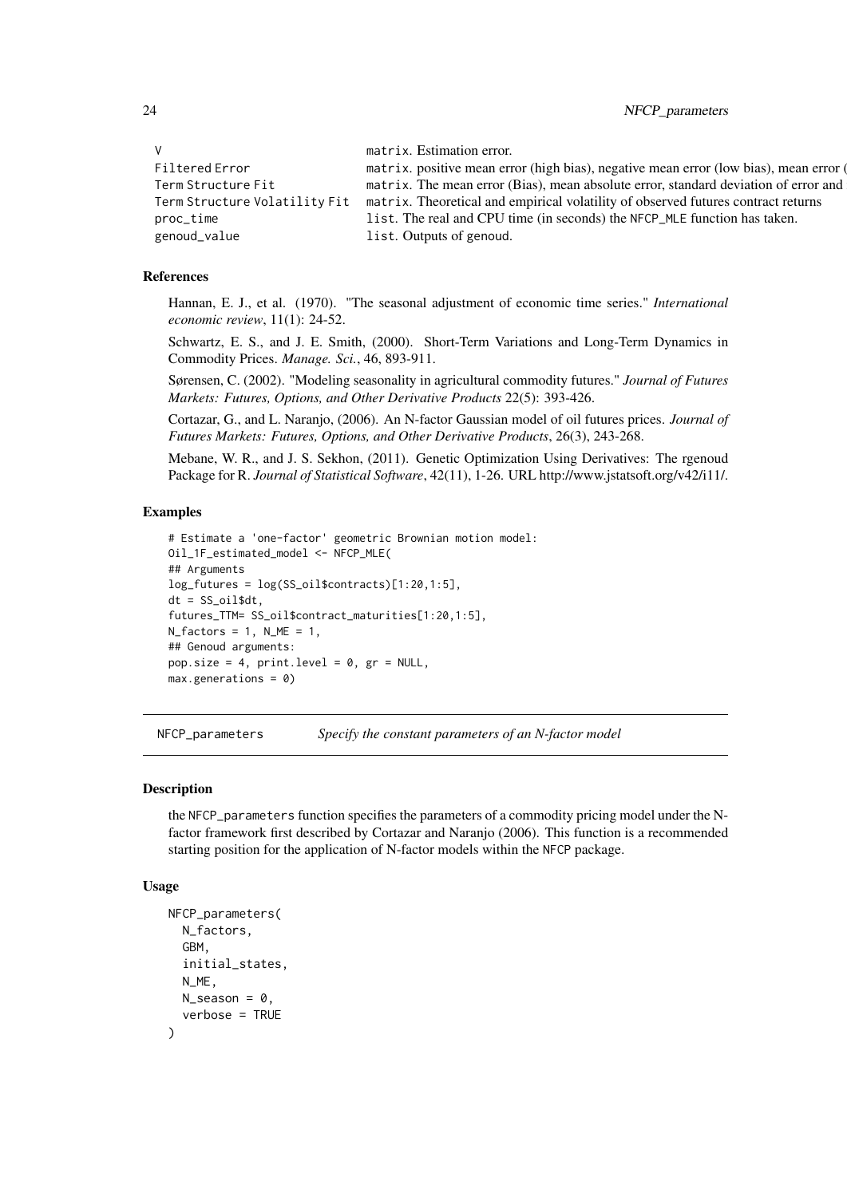| | |
|---|---|
| `V` | `matrix`. Estimation error. |
| `Filtered Error` | `matrix`. positive mean error (high bias), negative mean error (low bias), mean error ( |
| `Term Structure Fit` | `matrix`. The mean error (Bias), mean absolute error, standard deviation of error and |
| `Term Structure Volatility Fit` | `matrix`. Theoretical and empirical volatility of observed futures contract returns |
| `proc_time` | `list`. The real and CPU time (in seconds) the `NFCP_MLE` function has taken. |
| `genoud_value` | `list`. Outputs of genoud. |

### References

Hannan, E. J., et al. (1970). "The seasonal adjustment of economic time series." *International economic review*, 11(1): 24-52.

Schwartz, E. S., and J. E. Smith, (2000). Short-Term Variations and Long-Term Dynamics in Commodity Prices. *Manage. Sci.*, 46, 893-911.

Sørensen, C. (2002). "Modeling seasonality in agricultural commodity futures." *Journal of Futures Markets: Futures, Options, and Other Derivative Products* 22(5): 393-426.

Cortazar, G., and L. Naranjo, (2006). An N-factor Gaussian model of oil futures prices. *Journal of Futures Markets: Futures, Options, and Other Derivative Products*, 26(3), 243-268.

Mebane, W. R., and J. S. Sekhon, (2011). Genetic Optimization Using Derivatives: The rgenoud Package for R. *Journal of Statistical Software*, 42(11), 1-26. URL http://www.jstatsoft.org/v42/i11/.

### Examples

```
# Estimate a 'one-factor' geometric Brownian motion model:
Oil_1F_estimated_model <- NFCP_MLE(
## Arguments
log_futures = log(SS_oil$contracts)[1:20,1:5],
dt = SS_oil$dt,
futures_TTM= SS_oil$contract_maturities[1:20,1:5],
N_factors = 1, N_ME = 1,
## Genoud arguments:
pop.size = 4, print.level = 0, gr = NULL,
max.generations = 0)
```

---

## NFCP_parameters *Specify the constant parameters of an N-factor model*

---

### Description

the `NFCP_parameters` function specifies the parameters of a commodity pricing model under the N-factor framework first described by Cortazar and Naranjo (2006). This function is a recommended starting position for the application of N-factor models within the `NFCP` package.

### Usage

```
NFCP_parameters(
  N_factors,
  GBM,
  initial_states,
  N_ME,
  N_season = 0,
  verbose = TRUE
)
```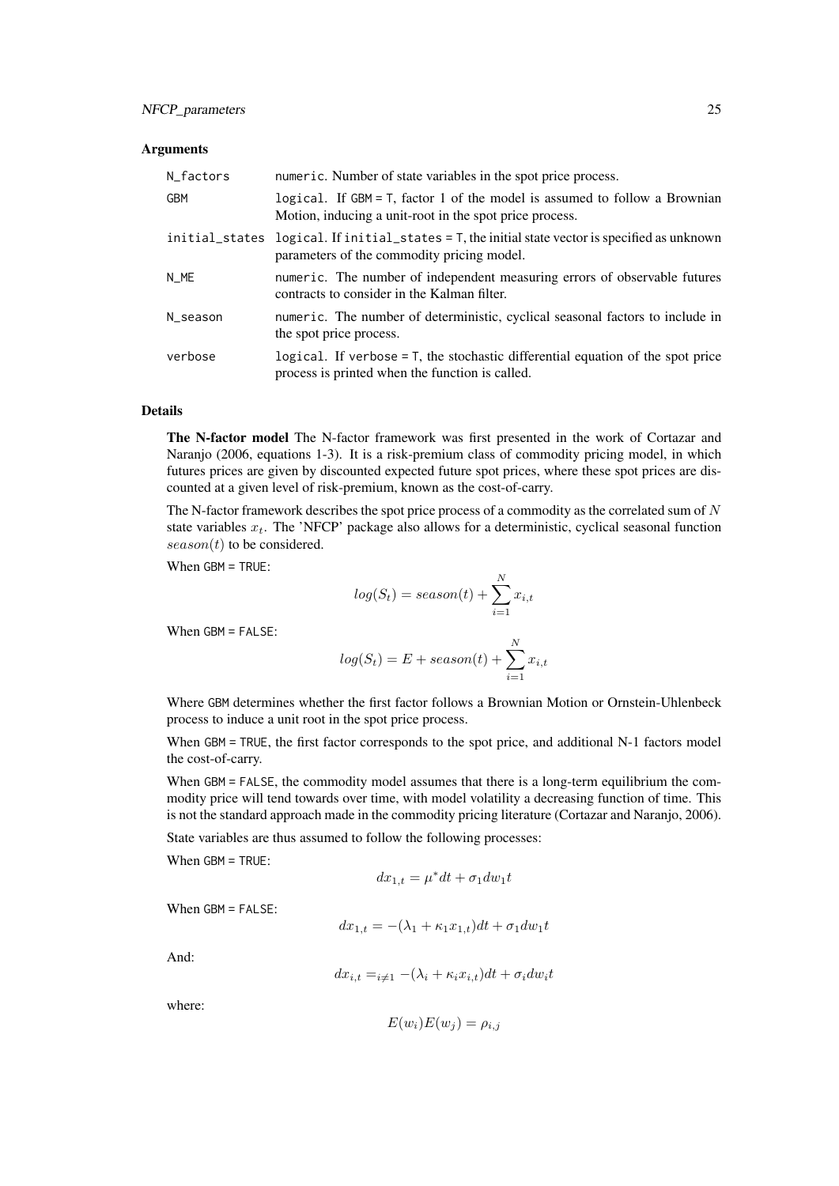### Arguments

| | |
|---|---|
| N_factors | numeric. Number of state variables in the spot price process. |
| GBM | logical. If GBM = T, factor 1 of the model is assumed to follow a Brownian Motion, inducing a unit-root in the spot price process. |
| initial_states | logical. If initial_states = T, the initial state vector is specified as unknown parameters of the commodity pricing model. |
| N_ME | numeric. The number of independent measuring errors of observable futures contracts to consider in the Kalman filter. |
| N_season | numeric. The number of deterministic, cyclical seasonal factors to include in the spot price process. |
| verbose | logical. If verbose = T, the stochastic differential equation of the spot price process is printed when the function is called. |

### Details

**The N-factor model** The N-factor framework was first presented in the work of Cortazar and Naranjo (2006, equations 1-3). It is a risk-premium class of commodity pricing model, in which futures prices are given by discounted expected future spot prices, where these spot prices are discounted at a given level of risk-premium, known as the cost-of-carry.

The N-factor framework describes the spot price process of a commodity as the correlated sum of $N$ state variables $x_t$. The 'NFCP' package also allows for a deterministic, cyclical seasonal function $season(t)$ to be considered.

When GBM = TRUE:

$$log(S_t) = season(t) + \sum_{i=1}^{N} x_{i,t}$$

When GBM = FALSE:

$$log(S_t) = E + season(t) + \sum_{i=1}^{N} x_{i,t}$$

Where GBM determines whether the first factor follows a Brownian Motion or Ornstein-Uhlenbeck process to induce a unit root in the spot price process.

When GBM = TRUE, the first factor corresponds to the spot price, and additional N-1 factors model the cost-of-carry.

When GBM = FALSE, the commodity model assumes that there is a long-term equilibrium the commodity price will tend towards over time, with model volatility a decreasing function of time. This is not the standard approach made in the commodity pricing literature (Cortazar and Naranjo, 2006).

State variables are thus assumed to follow the following processes:

When GBM = TRUE:

$$dx_{1,t} = \mu^* dt + \sigma_1 dw_1 t$$

When GBM = FALSE:

$$dx_{1,t} = -(\lambda_1 + \kappa_1 x_{1,t})dt + \sigma_1 dw_1 t$$

And:

$$dx_{i,t} =_{i \neq 1} -(\lambda_i + \kappa_i x_{i,t})dt + \sigma_i dw_i t$$

where:

$$E(w_i)E(w_j) = \rho_{i,j}$$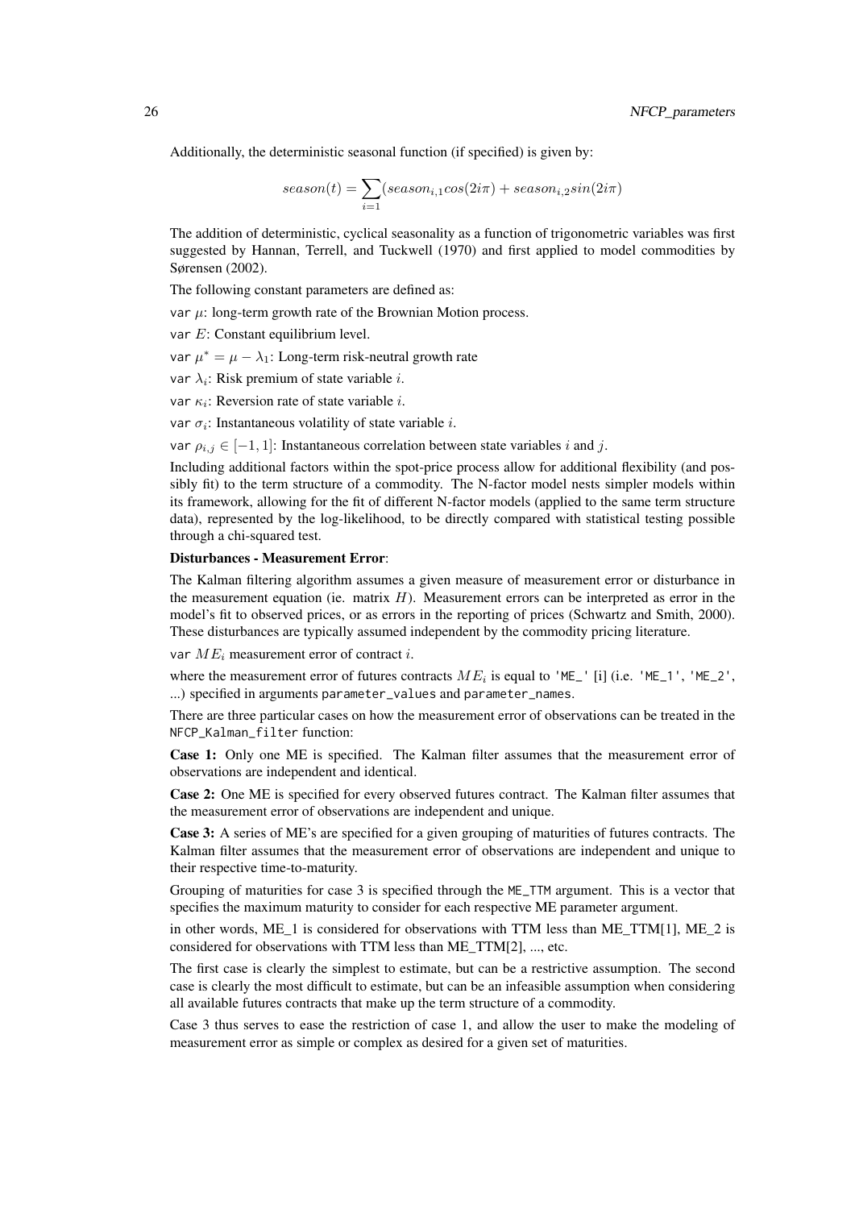Additionally, the deterministic seasonal function (if specified) is given by:

$$season(t) = \sum_{i=1} (season_{i,1} cos(2i\pi) + season_{i,2} sin(2i\pi)$$

The addition of deterministic, cyclical seasonality as a function of trigonometric variables was first suggested by Hannan, Terrell, and Tuckwell (1970) and first applied to model commodities by Sørensen (2002).

The following constant parameters are defined as:

var $\mu$: long-term growth rate of the Brownian Motion process.

var $E$: Constant equilibrium level.

var $\mu^* = \mu - \lambda_1$: Long-term risk-neutral growth rate

var $\lambda_i$: Risk premium of state variable $i$.

var $\kappa_i$: Reversion rate of state variable $i$.

var $\sigma_i$: Instantaneous volatility of state variable $i$.

var $\rho_{i,j} \in [-1, 1]$: Instantaneous correlation between state variables $i$ and $j$.

Including additional factors within the spot-price process allow for additional flexibility (and possibly fit) to the term structure of a commodity. The N-factor model nests simpler models within its framework, allowing for the fit of different N-factor models (applied to the same term structure data), represented by the log-likelihood, to be directly compared with statistical testing possible through a chi-squared test.

**Disturbances - Measurement Error**:

The Kalman filtering algorithm assumes a given measure of measurement error or disturbance in the measurement equation (ie. matrix $H$). Measurement errors can be interpreted as error in the model's fit to observed prices, or as errors in the reporting of prices (Schwartz and Smith, 2000). These disturbances are typically assumed independent by the commodity pricing literature.

var $ME_i$ measurement error of contract $i$.

where the measurement error of futures contracts $ME_i$ is equal to `'ME_'` [i] (i.e. `'ME_1'`, `'ME_2'`, ...) specified in arguments `parameter_values` and `parameter_names`.

There are three particular cases on how the measurement error of observations can be treated in the `NFCP_Kalman_filter` function:

**Case 1:** Only one ME is specified. The Kalman filter assumes that the measurement error of observations are independent and identical.

**Case 2:** One ME is specified for every observed futures contract. The Kalman filter assumes that the measurement error of observations are independent and unique.

**Case 3:** A series of ME's are specified for a given grouping of maturities of futures contracts. The Kalman filter assumes that the measurement error of observations are independent and unique to their respective time-to-maturity.

Grouping of maturities for case 3 is specified through the `ME_TTM` argument. This is a vector that specifies the maximum maturity to consider for each respective ME parameter argument.

in other words, ME_1 is considered for observations with TTM less than ME_TTM[1], ME_2 is considered for observations with TTM less than ME_TTM[2], ..., etc.

The first case is clearly the simplest to estimate, but can be a restrictive assumption. The second case is clearly the most difficult to estimate, but can be an infeasible assumption when considering all available futures contracts that make up the term structure of a commodity.

Case 3 thus serves to ease the restriction of case 1, and allow the user to make the modeling of measurement error as simple or complex as desired for a given set of maturities.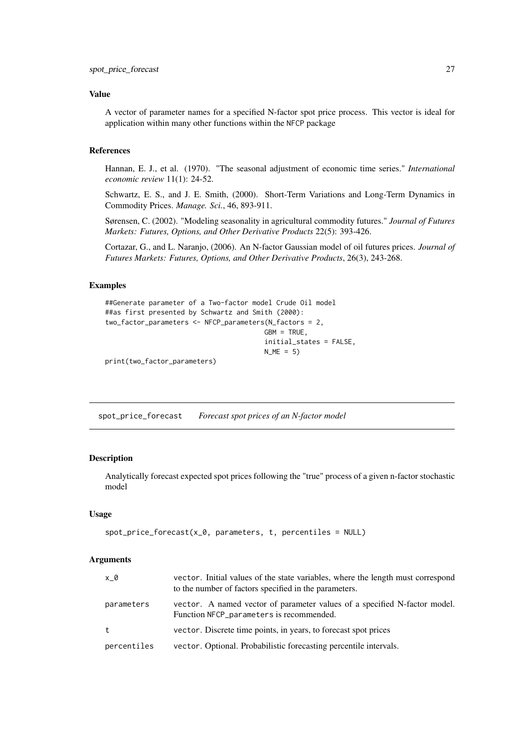### Value

A vector of parameter names for a specified N-factor spot price process. This vector is ideal for application within many other functions within the NFCP package

### References

Hannan, E. J., et al. (1970). "The seasonal adjustment of economic time series." *International economic review* 11(1): 24-52.

Schwartz, E. S., and J. E. Smith, (2000). Short-Term Variations and Long-Term Dynamics in Commodity Prices. *Manage. Sci.*, 46, 893-911.

Sørensen, C. (2002). "Modeling seasonality in agricultural commodity futures." *Journal of Futures Markets: Futures, Options, and Other Derivative Products* 22(5): 393-426.

Cortazar, G., and L. Naranjo, (2006). An N-factor Gaussian model of oil futures prices. *Journal of Futures Markets: Futures, Options, and Other Derivative Products*, 26(3), 243-268.

### Examples

```
##Generate parameter of a Two-factor model Crude Oil model
##as first presented by Schwartz and Smith (2000):
two_factor_parameters <- NFCP_parameters(N_factors = 2,
                                        GBM = TRUE,
                                        initial_states = FALSE,
                                        N_ME = 5)
print(two_factor_parameters)
```

---

## spot_price_forecast *Forecast spot prices of an N-factor model*

---

### Description

Analytically forecast expected spot prices following the "true" process of a given n-factor stochastic model

### Usage

```
spot_price_forecast(x_0, parameters, t, percentiles = NULL)
```

### Arguments

| | |
|---|---|
| x_0 | vector. Initial values of the state variables, where the length must correspond to the number of factors specified in the parameters. |
| parameters | vector. A named vector of parameter values of a specified N-factor model. Function NFCP_parameters is recommended. |
| t | vector. Discrete time points, in years, to forecast spot prices |
| percentiles | vector. Optional. Probabilistic forecasting percentile intervals. |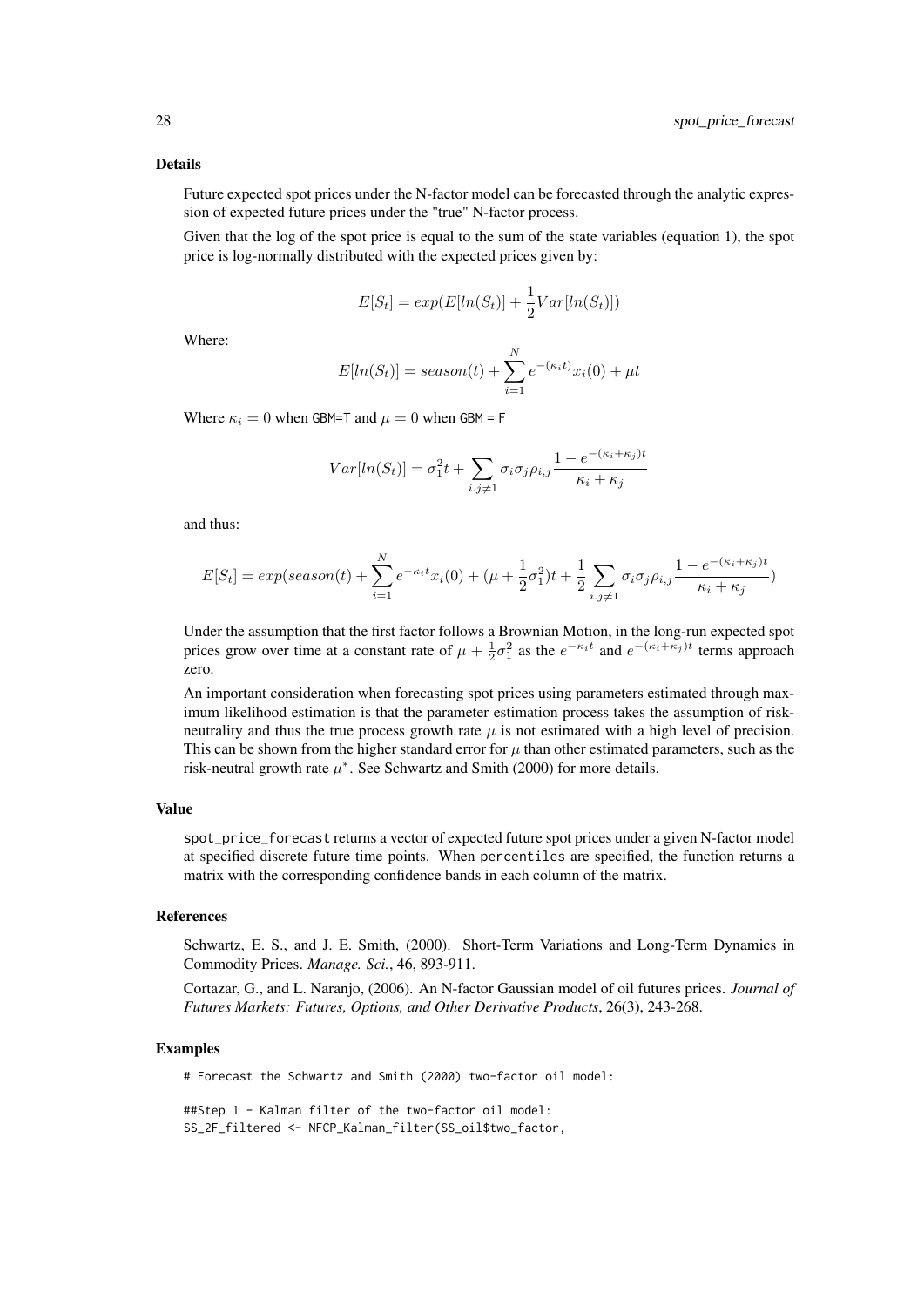### Details

Future expected spot prices under the N-factor model can be forecasted through the analytic expression of expected future prices under the "true" N-factor process.

Given that the log of the spot price is equal to the sum of the state variables (equation 1), the spot price is log-normally distributed with the expected prices given by:

$$E[S_t] = exp(E[ln(S_t)] + \frac{1}{2}Var[ln(S_t)])$$

Where:

$$E[ln(S_t)] = season(t) + \sum_{i=1}^{N} e^{-(\kappa_i t)} x_i(0) + \mu t$$

Where $\kappa_i = 0$ when `GBM=T` and $\mu = 0$ when `GBM = F`

$$Var[ln(S_t)] = \sigma_1^2 t + \sum_{i.j \neq 1} \sigma_i \sigma_j \rho_{i,j} \frac{1 - e^{-(\kappa_i + \kappa_j)t}}{\kappa_i + \kappa_j}$$

and thus:

$$E[S_t] = exp(season(t) + \sum_{i=1}^{N} e^{-\kappa_i t} x_i(0) + (\mu + \frac{1}{2}\sigma_1^2)t + \frac{1}{2} \sum_{i.j \neq 1} \sigma_i \sigma_j \rho_{i,j} \frac{1 - e^{-(\kappa_i + \kappa_j)t}}{\kappa_i + \kappa_j})$$

Under the assumption that the first factor follows a Brownian Motion, in the long-run expected spot prices grow over time at a constant rate of $\mu + \frac{1}{2}\sigma_1^2$ as the $e^{-\kappa_i t}$ and $e^{-(\kappa_i + \kappa_j)t}$ terms approach zero.

An important consideration when forecasting spot prices using parameters estimated through maximum likelihood estimation is that the parameter estimation process takes the assumption of risk-neutrality and thus the true process growth rate $\mu$ is not estimated with a high level of precision. This can be shown from the higher standard error for $\mu$ than other estimated parameters, such as the risk-neutral growth rate $\mu^*$. See Schwartz and Smith (2000) for more details.

### Value

`spot_price_forecast` returns a vector of expected future spot prices under a given N-factor model at specified discrete future time points. When `percentiles` are specified, the function returns a matrix with the corresponding confidence bands in each column of the matrix.

### References

Schwartz, E. S., and J. E. Smith, (2000). Short-Term Variations and Long-Term Dynamics in Commodity Prices. *Manage. Sci.*, 46, 893-911.

Cortazar, G., and L. Naranjo, (2006). An N-factor Gaussian model of oil futures prices. *Journal of Futures Markets: Futures, Options, and Other Derivative Products*, 26(3), 243-268.

### Examples

```
# Forecast the Schwartz and Smith (2000) two-factor oil model:

##Step 1 - Kalman filter of the two-factor oil model:
SS_2F_filtered <- NFCP_Kalman_filter(SS_oil$two_factor,
```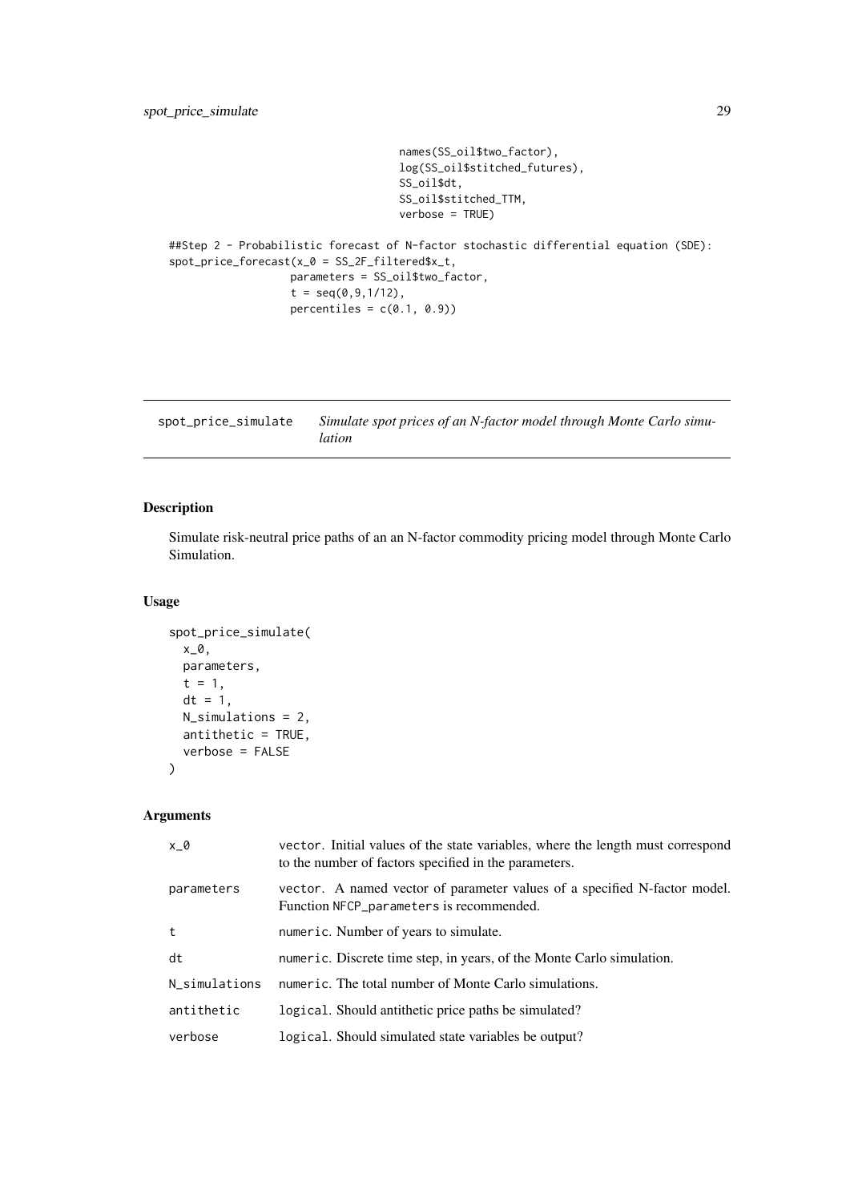```
                                    names(SS_oil$two_factor),
                                    log(SS_oil$stitched_futures),
                                    SS_oil$dt,
                                    SS_oil$stitched_TTM,
                                    verbose = TRUE)

##Step 2 - Probabilistic forecast of N-factor stochastic differential equation (SDE):
spot_price_forecast(x_0 = SS_2F_filtered$x_t,
                   parameters = SS_oil$two_factor,
                   t = seq(0,9,1/12),
                   percentiles = c(0.1, 0.9))
```

## spot_price_simulate    *Simulate spot prices of an N-factor model through Monte Carlo simulation*

### Description

Simulate risk-neutral price paths of an an N-factor commodity pricing model through Monte Carlo Simulation.

### Usage

```
spot_price_simulate(
  x_0,
  parameters,
  t = 1,
  dt = 1,
  N_simulations = 2,
  antithetic = TRUE,
  verbose = FALSE
)
```

### Arguments

| | |
|---|---|
| x_0 | vector. Initial values of the state variables, where the length must correspond to the number of factors specified in the parameters. |
| parameters | vector. A named vector of parameter values of a specified N-factor model. Function NFCP_parameters is recommended. |
| t | numeric. Number of years to simulate. |
| dt | numeric. Discrete time step, in years, of the Monte Carlo simulation. |
| N_simulations | numeric. The total number of Monte Carlo simulations. |
| antithetic | logical. Should antithetic price paths be simulated? |
| verbose | logical. Should simulated state variables be output? |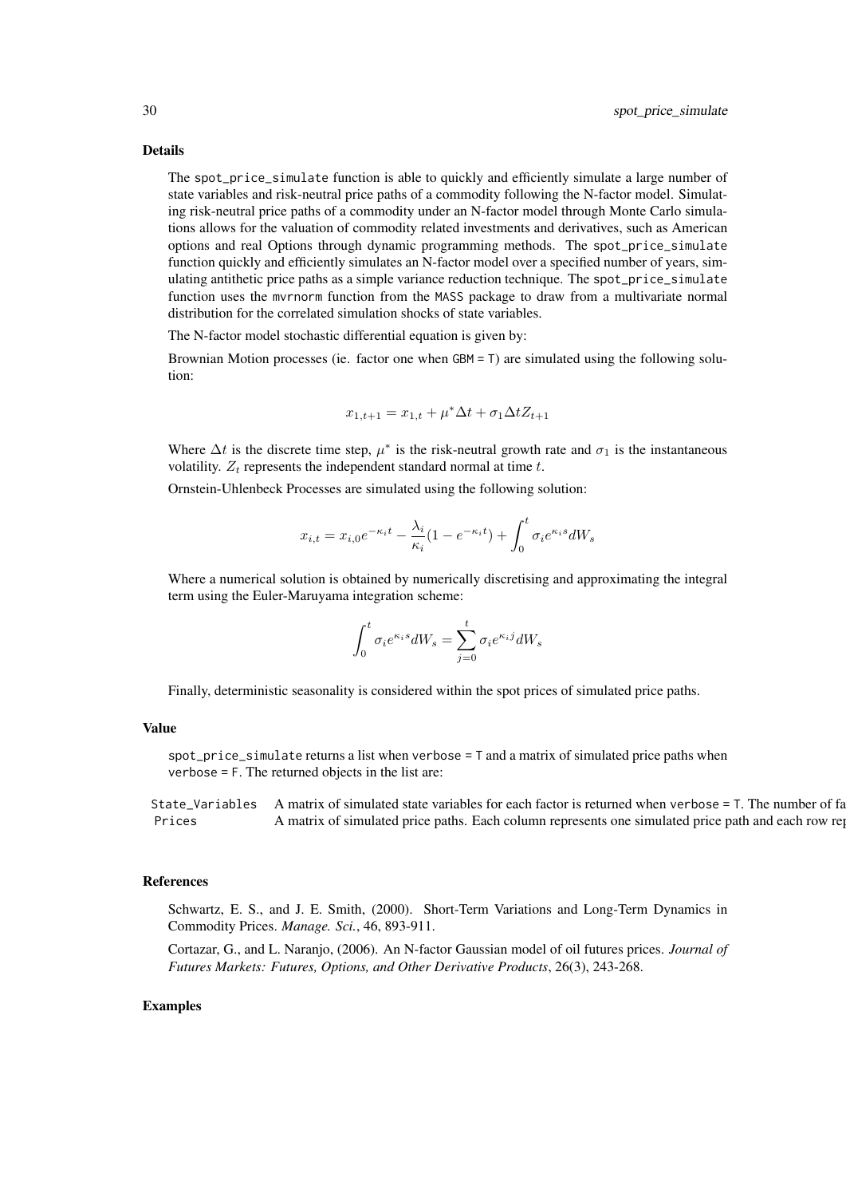### Details

The `spot_price_simulate` function is able to quickly and efficiently simulate a large number of state variables and risk-neutral price paths of a commodity following the N-factor model. Simulating risk-neutral price paths of a commodity under an N-factor model through Monte Carlo simulations allows for the valuation of commodity related investments and derivatives, such as American options and real Options through dynamic programming methods. The `spot_price_simulate` function quickly and efficiently simulates an N-factor model over a specified number of years, simulating antithetic price paths as a simple variance reduction technique. The `spot_price_simulate` function uses the `mvrnorm` function from the `MASS` package to draw from a multivariate normal distribution for the correlated simulation shocks of state variables.

The N-factor model stochastic differential equation is given by:

Brownian Motion processes (ie. factor one when `GBM = T`) are simulated using the following solution:

$$x_{1,t+1} = x_{1,t} + \mu^* \Delta t + \sigma_1 \Delta t Z_{t+1}$$

Where $\Delta t$ is the discrete time step, $\mu^*$ is the risk-neutral growth rate and $\sigma_1$ is the instantaneous volatility. $Z_t$ represents the independent standard normal at time $t$.

Ornstein-Uhlenbeck Processes are simulated using the following solution:

$$x_{i,t} = x_{i,0} e^{-\kappa_i t} - \frac{\lambda_i}{\kappa_i}(1 - e^{-\kappa_i t}) + \int_0^t \sigma_i e^{\kappa_i s} dW_s$$

Where a numerical solution is obtained by numerically discretising and approximating the integral term using the Euler-Maruyama integration scheme:

$$\int_0^t \sigma_i e^{\kappa_i s} dW_s = \sum_{j=0}^{t} \sigma_i e^{\kappa_i j} dW_s$$

Finally, deterministic seasonality is considered within the spot prices of simulated price paths.

### Value

`spot_price_simulate` returns a list when `verbose = T` and a matrix of simulated price paths when `verbose = F`. The returned objects in the list are:

| | |
|---|---|
| `State_Variables` | A matrix of simulated state variables for each factor is returned when `verbose = T`. The number of fa |
| `Prices` | A matrix of simulated price paths. Each column represents one simulated price path and each row rep |

### References

Schwartz, E. S., and J. E. Smith, (2000). Short-Term Variations and Long-Term Dynamics in Commodity Prices. *Manage. Sci.*, 46, 893-911.

Cortazar, G., and L. Naranjo, (2006). An N-factor Gaussian model of oil futures prices. *Journal of Futures Markets: Futures, Options, and Other Derivative Products*, 26(3), 243-268.

### Examples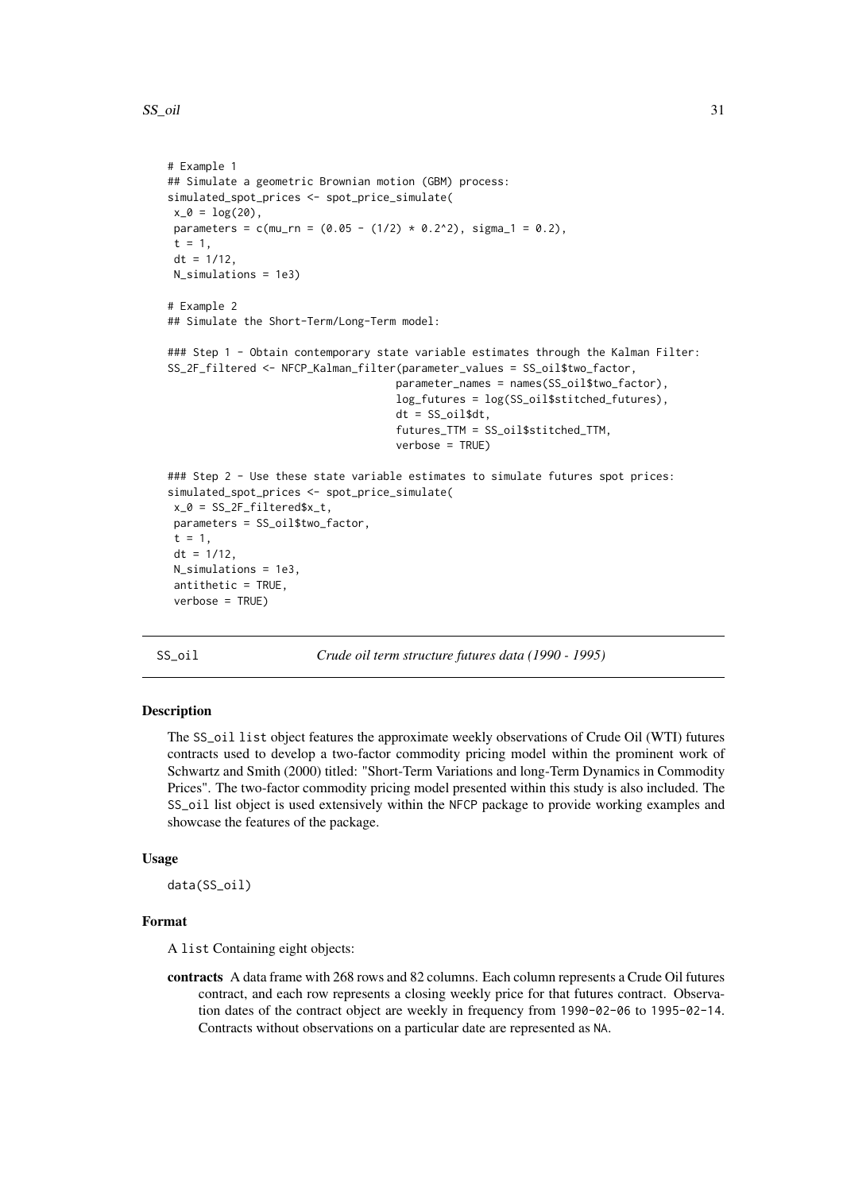```
# Example 1
## Simulate a geometric Brownian motion (GBM) process:
simulated_spot_prices <- spot_price_simulate(
 x_0 = log(20),
 parameters = c(mu_rn = (0.05 - (1/2) * 0.2^2), sigma_1 = 0.2),
 t = 1,
 dt = 1/12,
 N_simulations = 1e3)

# Example 2
## Simulate the Short-Term/Long-Term model:

### Step 1 - Obtain contemporary state variable estimates through the Kalman Filter:
SS_2F_filtered <- NFCP_Kalman_filter(parameter_values = SS_oil$two_factor,
                                    parameter_names = names(SS_oil$two_factor),
                                    log_futures = log(SS_oil$stitched_futures),
                                    dt = SS_oil$dt,
                                    futures_TTM = SS_oil$stitched_TTM,
                                    verbose = TRUE)

### Step 2 - Use these state variable estimates to simulate futures spot prices:
simulated_spot_prices <- spot_price_simulate(
 x_0 = SS_2F_filtered$x_t,
 parameters = SS_oil$two_factor,
 t = 1,
 dt = 1/12,
 N_simulations = 1e3,
 antithetic = TRUE,
 verbose = TRUE)
```

---

## SS_oil — *Crude oil term structure futures data (1990 - 1995)*

---

### Description

The SS_oil list object features the approximate weekly observations of Crude Oil (WTI) futures contracts used to develop a two-factor commodity pricing model within the prominent work of Schwartz and Smith (2000) titled: "Short-Term Variations and long-Term Dynamics in Commodity Prices". The two-factor commodity pricing model presented within this study is also included. The SS_oil list object is used extensively within the NFCP package to provide working examples and showcase the features of the package.

### Usage

```
data(SS_oil)
```

### Format

A list Containing eight objects:

**contracts** A data frame with 268 rows and 82 columns. Each column represents a Crude Oil futures contract, and each row represents a closing weekly price for that futures contract. Observation dates of the contract object are weekly in frequency from 1990-02-06 to 1995-02-14. Contracts without observations on a particular date are represented as NA.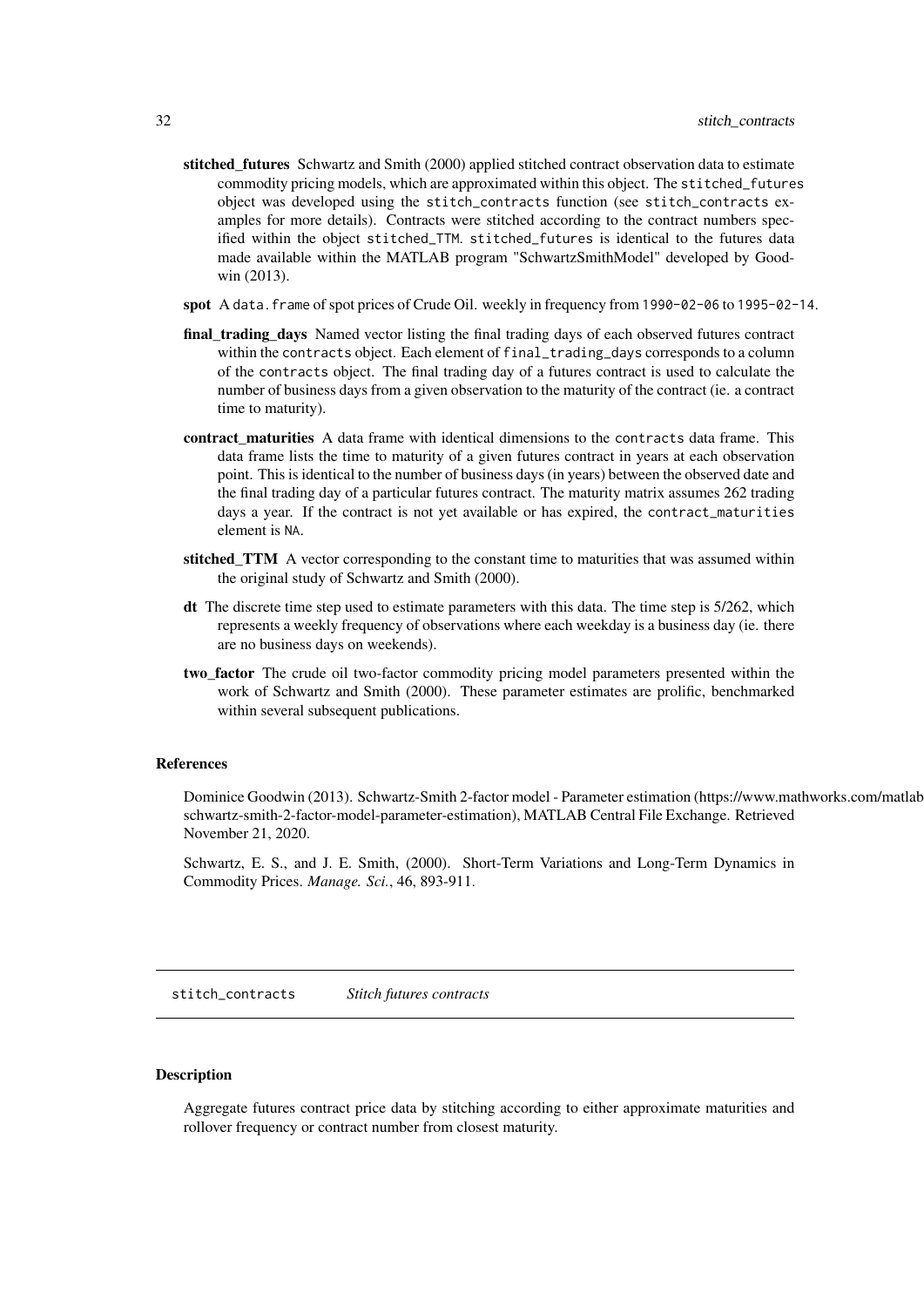**stitched_futures** Schwartz and Smith (2000) applied stitched contract observation data to estimate commodity pricing models, which are approximated within this object. The stitched_futures object was developed using the stitch_contracts function (see stitch_contracts examples for more details). Contracts were stitched according to the contract numbers specified within the object stitched_TTM. stitched_futures is identical to the futures data made available within the MATLAB program "SchwartzSmithModel" developed by Goodwin (2013).

**spot** A data.frame of spot prices of Crude Oil. weekly in frequency from 1990-02-06 to 1995-02-14.

**final_trading_days** Named vector listing the final trading days of each observed futures contract within the contracts object. Each element of final_trading_days corresponds to a column of the contracts object. The final trading day of a futures contract is used to calculate the number of business days from a given observation to the maturity of the contract (ie. a contract time to maturity).

**contract_maturities** A data frame with identical dimensions to the contracts data frame. This data frame lists the time to maturity of a given futures contract in years at each observation point. This is identical to the number of business days (in years) between the observed date and the final trading day of a particular futures contract. The maturity matrix assumes 262 trading days a year. If the contract is not yet available or has expired, the contract_maturities element is NA.

**stitched_TTM** A vector corresponding to the constant time to maturities that was assumed within the original study of Schwartz and Smith (2000).

**dt** The discrete time step used to estimate parameters with this data. The time step is 5/262, which represents a weekly frequency of observations where each weekday is a business day (ie. there are no business days on weekends).

**two_factor** The crude oil two-factor commodity pricing model parameters presented within the work of Schwartz and Smith (2000). These parameter estimates are prolific, benchmarked within several subsequent publications.

### References

Dominice Goodwin (2013). Schwartz-Smith 2-factor model - Parameter estimation (https://www.mathworks.com/matlab schwartz-smith-2-factor-model-parameter-estimation), MATLAB Central File Exchange. Retrieved November 21, 2020.

Schwartz, E. S., and J. E. Smith, (2000). Short-Term Variations and Long-Term Dynamics in Commodity Prices. *Manage. Sci.*, 46, 893-911.

---

## stitch_contracts    *Stitch futures contracts*

### Description

Aggregate futures contract price data by stitching according to either approximate maturities and rollover frequency or contract number from closest maturity.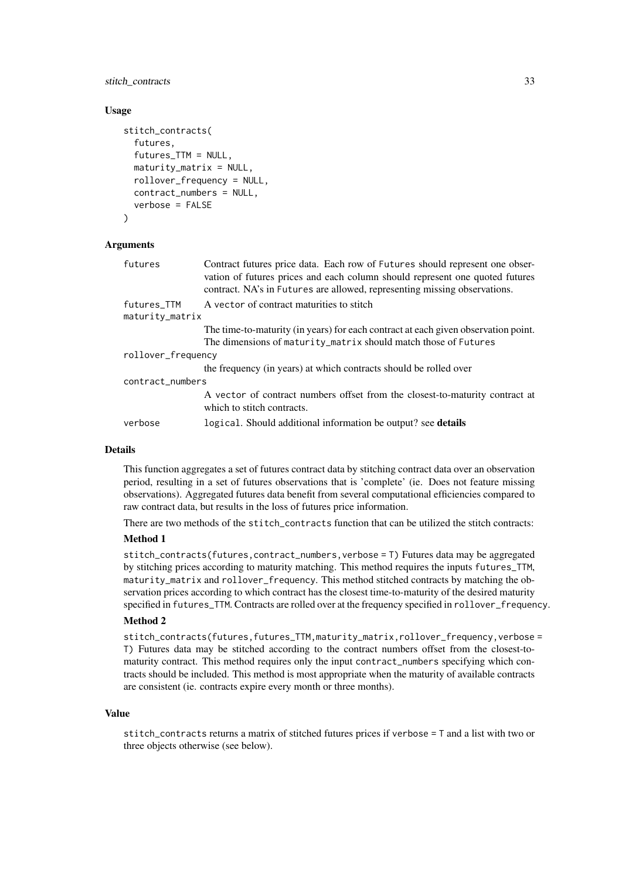### Usage

```
stitch_contracts(
  futures,
  futures_TTM = NULL,
  maturity_matrix = NULL,
  rollover_frequency = NULL,
  contract_numbers = NULL,
  verbose = FALSE
)
```

### Arguments

| | |
|---|---|
| futures | Contract futures price data. Each row of Futures should represent one observation of futures prices and each column should represent one quoted futures contract. NA's in Futures are allowed, representing missing observations. |
| futures_TTM | A vector of contract maturities to stitch |
| maturity_matrix | The time-to-maturity (in years) for each contract at each given observation point. The dimensions of maturity_matrix should match those of Futures |
| rollover_frequency | the frequency (in years) at which contracts should be rolled over |
| contract_numbers | A vector of contract numbers offset from the closest-to-maturity contract at which to stitch contracts. |
| verbose | logical. Should additional information be output? see **details** |

### Details

This function aggregates a set of futures contract data by stitching contract data over an observation period, resulting in a set of futures observations that is 'complete' (ie. Does not feature missing observations). Aggregated futures data benefit from several computational efficiencies compared to raw contract data, but results in the loss of futures price information.

There are two methods of the stitch_contracts function that can be utilized the stitch contracts:

**Method 1**

stitch_contracts(futures,contract_numbers,verbose = T) Futures data may be aggregated by stitching prices according to maturity matching. This method requires the inputs futures_TTM, maturity_matrix and rollover_frequency. This method stitched contracts by matching the observation prices according to which contract has the closest time-to-maturity of the desired maturity specified in futures_TTM. Contracts are rolled over at the frequency specified in rollover_frequency.

**Method 2**

stitch_contracts(futures,futures_TTM,maturity_matrix,rollover_frequency,verbose = T) Futures data may be stitched according to the contract numbers offset from the closest-to-maturity contract. This method requires only the input contract_numbers specifying which contracts should be included. This method is most appropriate when the maturity of available contracts are consistent (ie. contracts expire every month or three months).

### Value

stitch_contracts returns a matrix of stitched futures prices if verbose = T and a list with two or three objects otherwise (see below).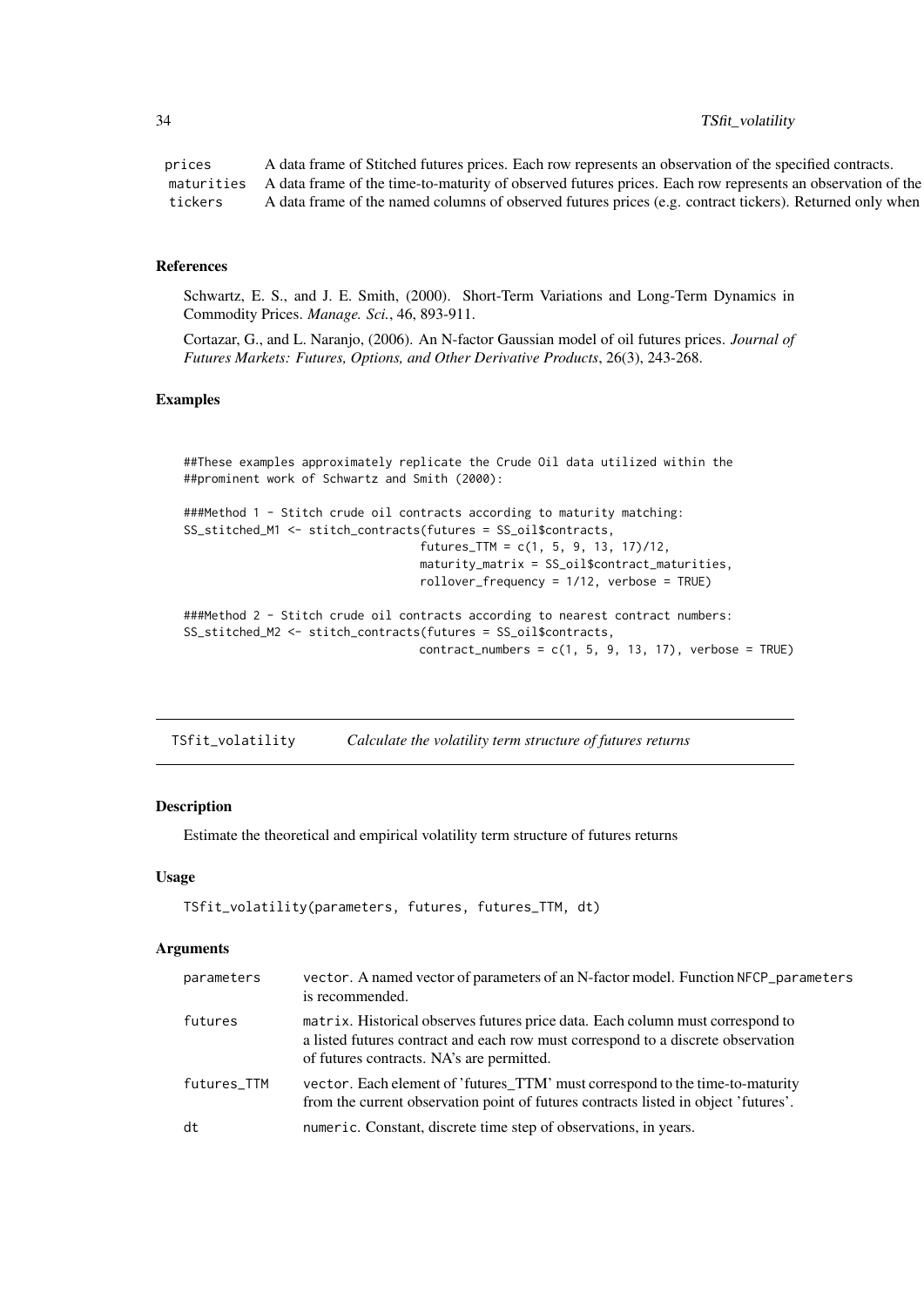| | |
|---|---|
| prices | A data frame of Stitched futures prices. Each row represents an observation of the specified contracts. |
| maturities | A data frame of the time-to-maturity of observed futures prices. Each row represents an observation of the |
| tickers | A data frame of the named columns of observed futures prices (e.g. contract tickers). Returned only when |

## References

Schwartz, E. S., and J. E. Smith, (2000). Short-Term Variations and Long-Term Dynamics in Commodity Prices. *Manage. Sci.*, 46, 893-911.

Cortazar, G., and L. Naranjo, (2006). An N-factor Gaussian model of oil futures prices. *Journal of Futures Markets: Futures, Options, and Other Derivative Products*, 26(3), 243-268.

## Examples

```
##These examples approximately replicate the Crude Oil data utilized within the
##prominent work of Schwartz and Smith (2000):

###Method 1 - Stitch crude oil contracts according to maturity matching:
SS_stitched_M1 <- stitch_contracts(futures = SS_oil$contracts,
                                   futures_TTM = c(1, 5, 9, 13, 17)/12,
                                   maturity_matrix = SS_oil$contract_maturities,
                                   rollover_frequency = 1/12, verbose = TRUE)

###Method 2 - Stitch crude oil contracts according to nearest contract numbers:
SS_stitched_M2 <- stitch_contracts(futures = SS_oil$contracts,
                                   contract_numbers = c(1, 5, 9, 13, 17), verbose = TRUE)
```

---

# TSfit_volatility *Calculate the volatility term structure of futures returns*

## Description

Estimate the theoretical and empirical volatility term structure of futures returns

## Usage

```
TSfit_volatility(parameters, futures, futures_TTM, dt)
```

## Arguments

| | |
|---|---|
| parameters | vector. A named vector of parameters of an N-factor model. Function NFCP_parameters is recommended. |
| futures | matrix. Historical observes futures price data. Each column must correspond to a listed futures contract and each row must correspond to a discrete observation of futures contracts. NA's are permitted. |
| futures_TTM | vector. Each element of 'futures_TTM' must correspond to the time-to-maturity from the current observation point of futures contracts listed in object 'futures'. |
| dt | numeric. Constant, discrete time step of observations, in years. |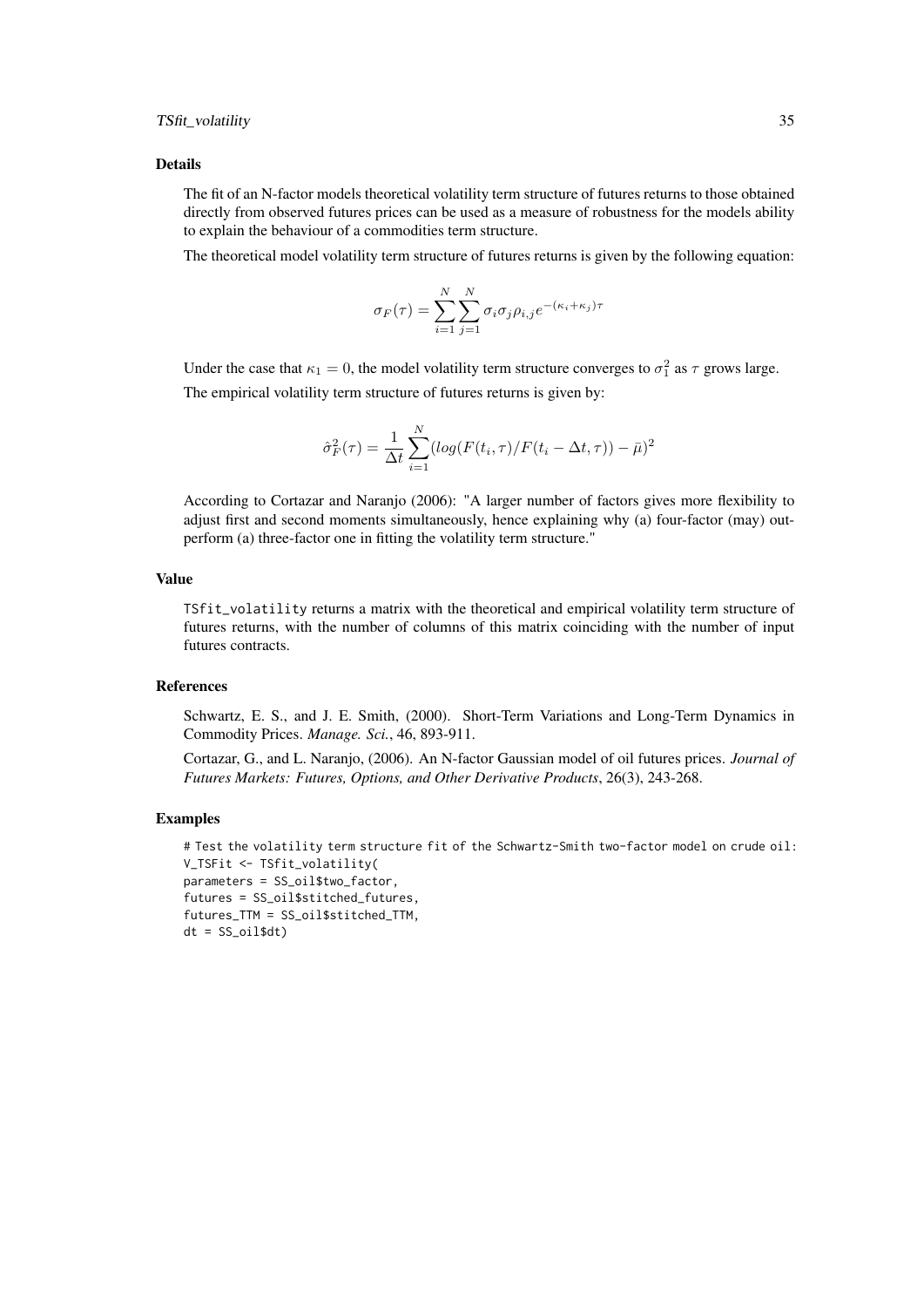### Details

The fit of an N-factor models theoretical volatility term structure of futures returns to those obtained directly from observed futures prices can be used as a measure of robustness for the models ability to explain the behaviour of a commodities term structure.

The theoretical model volatility term structure of futures returns is given by the following equation:

$$\sigma_F(\tau) = \sum_{i=1}^{N} \sum_{j=1}^{N} \sigma_i \sigma_j \rho_{i,j} e^{-(\kappa_i + \kappa_j)\tau}$$

Under the case that $\kappa_1 = 0$, the model volatility term structure converges to $\sigma_1^2$ as $\tau$ grows large.

The empirical volatility term structure of futures returns is given by:

$$\hat{\sigma}_F^2(\tau) = \frac{1}{\Delta t} \sum_{i=1}^{N} (log(F(t_i, \tau)/F(t_i - \Delta t, \tau)) - \bar{\mu})^2$$

According to Cortazar and Naranjo (2006): "A larger number of factors gives more flexibility to adjust first and second moments simultaneously, hence explaining why (a) four-factor (may) outperform (a) three-factor one in fitting the volatility term structure."

### Value

`TSfit_volatility` returns a matrix with the theoretical and empirical volatility term structure of futures returns, with the number of columns of this matrix coinciding with the number of input futures contracts.

### References

Schwartz, E. S., and J. E. Smith, (2000). Short-Term Variations and Long-Term Dynamics in Commodity Prices. *Manage. Sci.*, 46, 893-911.

Cortazar, G., and L. Naranjo, (2006). An N-factor Gaussian model of oil futures prices. *Journal of Futures Markets: Futures, Options, and Other Derivative Products*, 26(3), 243-268.

### Examples

```
# Test the volatility term structure fit of the Schwartz-Smith two-factor model on crude oil:
V_TSFit <- TSfit_volatility(
parameters = SS_oil$two_factor,
futures = SS_oil$stitched_futures,
futures_TTM = SS_oil$stitched_TTM,
dt = SS_oil$dt)
```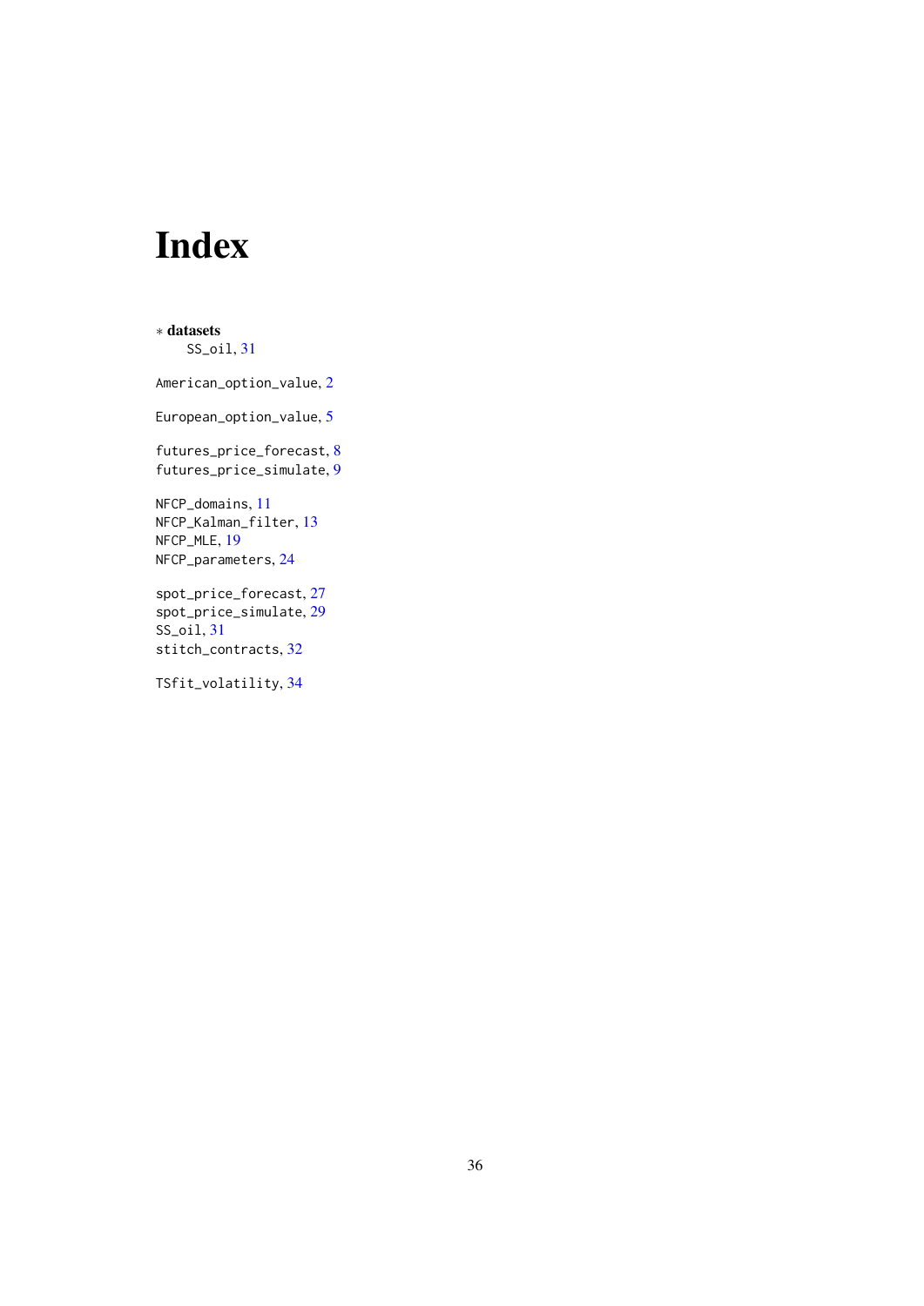# Index

∗ **datasets**
    SS_oil, 31

American_option_value, 2

European_option_value, 5

futures_price_forecast, 8
futures_price_simulate, 9

NFCP_domains, 11
NFCP_Kalman_filter, 13
NFCP_MLE, 19
NFCP_parameters, 24

spot_price_forecast, 27
spot_price_simulate, 29
SS_oil, 31
stitch_contracts, 32

TSfit_volatility, 34